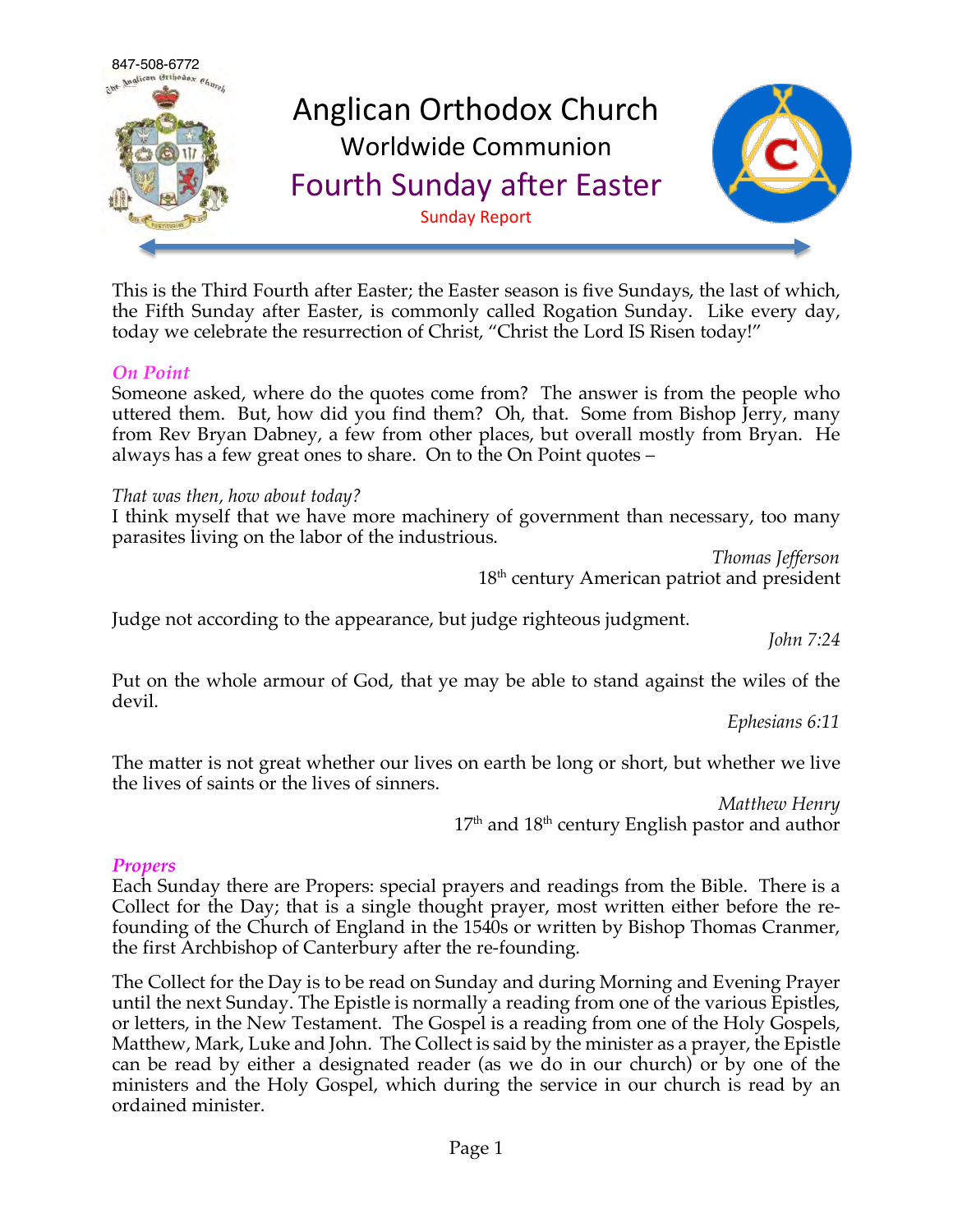847-508-6772

# Anglican Orthodox Church

## Worldwide Communion

## Fourth Sunday after Easter

Sunday Report

This is the Third Fourth after Easter; the Easter season is five Sundays, the last of which, the Fifth Sunday after Easter, is commonly called Rogation Sunday. Like every day, today we celebrate the resurrection of Christ, "Christ the Lord IS Risen today!"

### *On Point*

Someone asked, where do the quotes come from? The answer is from the people who uttered them. But, how did you find them? Oh, that. Some from Bishop Jerry, many from Rev Bryan Dabney, a few from other places, but overall mostly from Bryan. He always has a few great ones to share. On to the On Point quotes –

*That was then, how about today?*

I think myself that we have more machinery of government than necessary, too many parasites living on the labor of the industrious.

*Thomas Jefferson*
18th century American patriot and president

Judge not according to the appearance, but judge righteous judgment.

*John 7:24*

Put on the whole armour of God, that ye may be able to stand against the wiles of the devil.

*Ephesians 6:11*

The matter is not great whether our lives on earth be long or short, but whether we live the lives of saints or the lives of sinners.

*Matthew Henry*
17th and 18th century English pastor and author

### *Propers*

Each Sunday there are Propers: special prayers and readings from the Bible. There is a Collect for the Day; that is a single thought prayer, most written either before the re-founding of the Church of England in the 1540s or written by Bishop Thomas Cranmer, the first Archbishop of Canterbury after the re-founding.

The Collect for the Day is to be read on Sunday and during Morning and Evening Prayer until the next Sunday. The Epistle is normally a reading from one of the various Epistles, or letters, in the New Testament. The Gospel is a reading from one of the Holy Gospels, Matthew, Mark, Luke and John. The Collect is said by the minister as a prayer, the Epistle can be read by either a designated reader (as we do in our church) or by one of the ministers and the Holy Gospel, which during the service in our church is read by an ordained minister.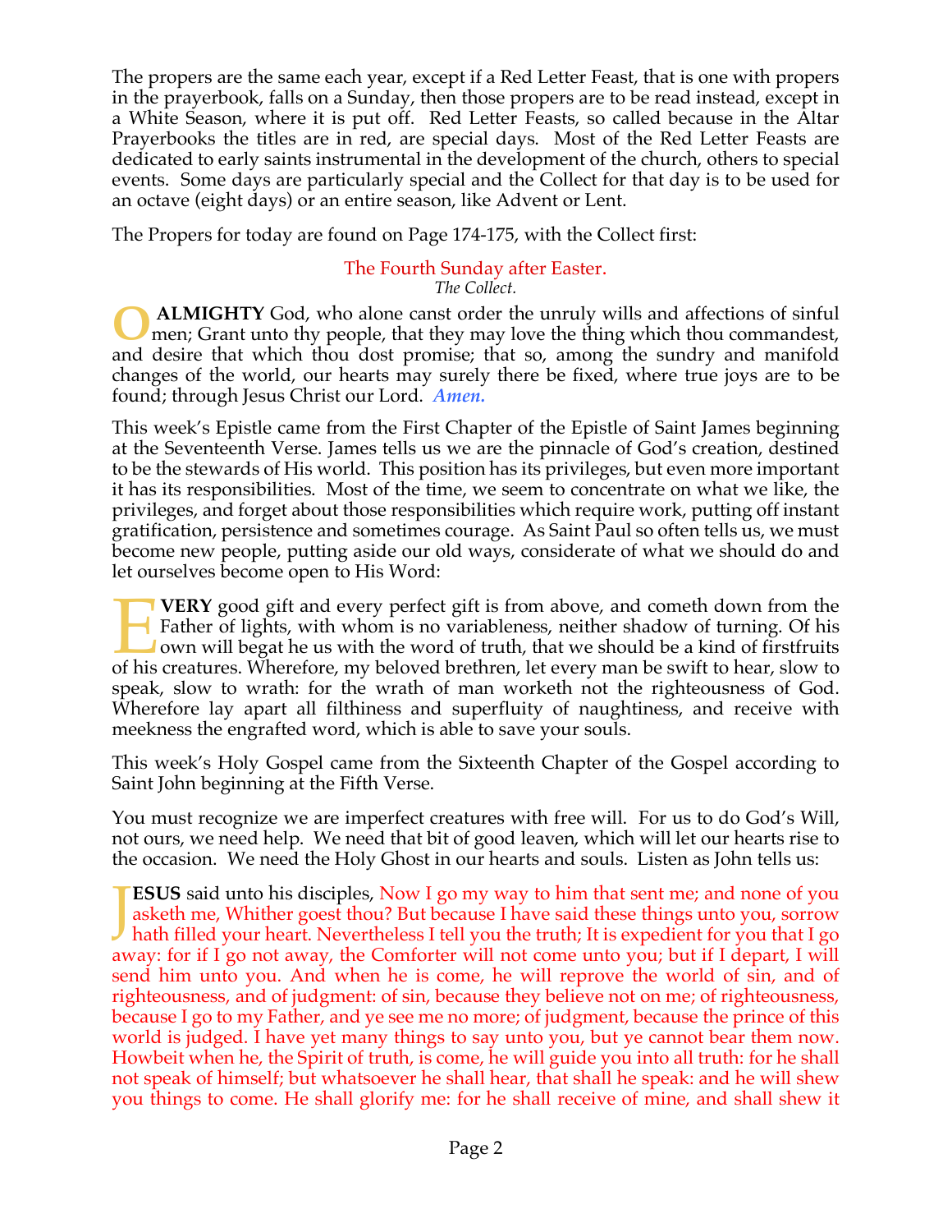The propers are the same each year, except if a Red Letter Feast, that is one with propers in the prayerbook, falls on a Sunday, then those propers are to be read instead, except in a White Season, where it is put off. Red Letter Feasts, so called because in the Altar Prayerbooks the titles are in red, are special days. Most of the Red Letter Feasts are dedicated to early saints instrumental in the development of the church, others to special events. Some days are particularly special and the Collect for that day is to be used for an octave (eight days) or an entire season, like Advent or Lent.

The Propers for today are found on Page 174-175, with the Collect first:

### The Fourth Sunday after Easter.

*The Collect.*

**O ALMIGHTY** God, who alone canst order the unruly wills and affections of sinful men; Grant unto thy people, that they may love the thing which thou commandest, and desire that which thou dost promise; that so, among the sundry and manifold changes of the world, our hearts may surely there be fixed, where true joys are to be found; through Jesus Christ our Lord. ***Amen.***

This week's Epistle came from the First Chapter of the Epistle of Saint James beginning at the Seventeenth Verse. James tells us we are the pinnacle of God's creation, destined to be the stewards of His world. This position has its privileges, but even more important it has its responsibilities. Most of the time, we seem to concentrate on what we like, the privileges, and forget about those responsibilities which require work, putting off instant gratification, persistence and sometimes courage. As Saint Paul so often tells us, we must become new people, putting aside our old ways, considerate of what we should do and let ourselves become open to His Word:

**EVERY** good gift and every perfect gift is from above, and cometh down from the Father of lights, with whom is no variableness, neither shadow of turning. Of his own will begat he us with the word of truth, that we should be a kind of firstfruits of his creatures. Wherefore, my beloved brethren, let every man be swift to hear, slow to speak, slow to wrath: for the wrath of man worketh not the righteousness of God. Wherefore lay apart all filthiness and superfluity of naughtiness, and receive with meekness the engrafted word, which is able to save your souls.

This week's Holy Gospel came from the Sixteenth Chapter of the Gospel according to Saint John beginning at the Fifth Verse.

You must recognize we are imperfect creatures with free will. For us to do God's Will, not ours, we need help. We need that bit of good leaven, which will let our hearts rise to the occasion. We need the Holy Ghost in our hearts and souls. Listen as John tells us:

**JESUS** said unto his disciples, Now I go my way to him that sent me; and none of you asketh me, Whither goest thou? But because I have said these things unto you, sorrow hath filled your heart. Nevertheless I tell you the truth; It is expedient for you that I go away: for if I go not away, the Comforter will not come unto you; but if I depart, I will send him unto you. And when he is come, he will reprove the world of sin, and of righteousness, and of judgment: of sin, because they believe not on me; of righteousness, because I go to my Father, and ye see me no more; of judgment, because the prince of this world is judged. I have yet many things to say unto you, but ye cannot bear them now. Howbeit when he, the Spirit of truth, is come, he will guide you into all truth: for he shall not speak of himself; but whatsoever he shall hear, that shall he speak: and he will shew you things to come. He shall glorify me: for he shall receive of mine, and shall shew it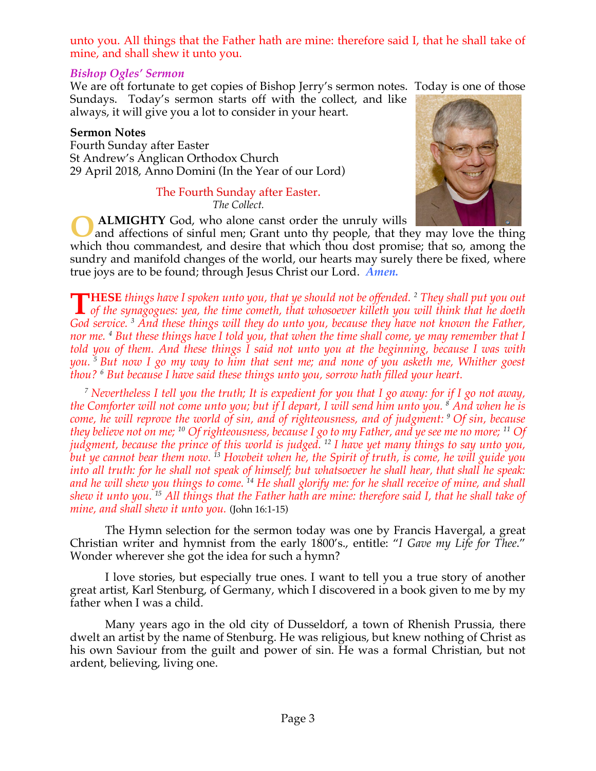unto you. All things that the Father hath are mine: therefore said I, that he shall take of mine, and shall shew it unto you.

### *Bishop Ogles' Sermon*

We are oft fortunate to get copies of Bishop Jerry's sermon notes. Today is one of those Sundays. Today's sermon starts off with the collect, and like always, it will give you a lot to consider in your heart.

**Sermon Notes**
Fourth Sunday after Easter
St Andrew's Anglican Orthodox Church
29 April 2018, Anno Domini (In the Year of our Lord)

The Fourth Sunday after Easter.
*The Collect.*

**O ALMIGHTY** God, who alone canst order the unruly wills and affections of sinful men; Grant unto thy people, that they may love the thing which thou commandest, and desire that which thou dost promise; that so, among the sundry and manifold changes of the world, our hearts may surely there be fixed, where true joys are to be found; through Jesus Christ our Lord. ***Amen.***

**THESE** *things have I spoken unto you, that ye should not be offended. [2] They shall put you out of the synagogues: yea, the time cometh, that whosoever killeth you will think that he doeth God service. [3] And these things will they do unto you, because they have not known the Father, nor me. [4] But these things have I told you, that when the time shall come, ye may remember that I told you of them. And these things I said not unto you at the beginning, because I was with you. [5] But now I go my way to him that sent me; and none of you asketh me, Whither goest thou? [6] But because I have said these things unto you, sorrow hath filled your heart.*

*[7] Nevertheless I tell you the truth; It is expedient for you that I go away: for if I go not away, the Comforter will not come unto you; but if I depart, I will send him unto you. [8] And when he is come, he will reprove the world of sin, and of righteousness, and of judgment: [9] Of sin, because they believe not on me; [10] Of righteousness, because I go to my Father, and ye see me no more; [11] Of judgment, because the prince of this world is judged. [12] I have yet many things to say unto you, but ye cannot bear them now. [13] Howbeit when he, the Spirit of truth, is come, he will guide you into all truth: for he shall not speak of himself; but whatsoever he shall hear, that shall he speak: and he will shew you things to come. [14] He shall glorify me: for he shall receive of mine, and shall shew it unto you. [15] All things that the Father hath are mine: therefore said I, that he shall take of mine, and shall shew it unto you.* (John 16:1-15)

The Hymn selection for the sermon today was one by Francis Havergal, a great Christian writer and hymnist from the early 1800's., entitle: "*I Gave my Life for Thee*." Wonder wherever she got the idea for such a hymn?

I love stories, but especially true ones. I want to tell you a true story of another great artist, Karl Stenburg, of Germany, which I discovered in a book given to me by my father when I was a child.

Many years ago in the old city of Dusseldorf, a town of Rhenish Prussia, there dwelt an artist by the name of Stenburg. He was religious, but knew nothing of Christ as his own Saviour from the guilt and power of sin. He was a formal Christian, but not ardent, believing, living one.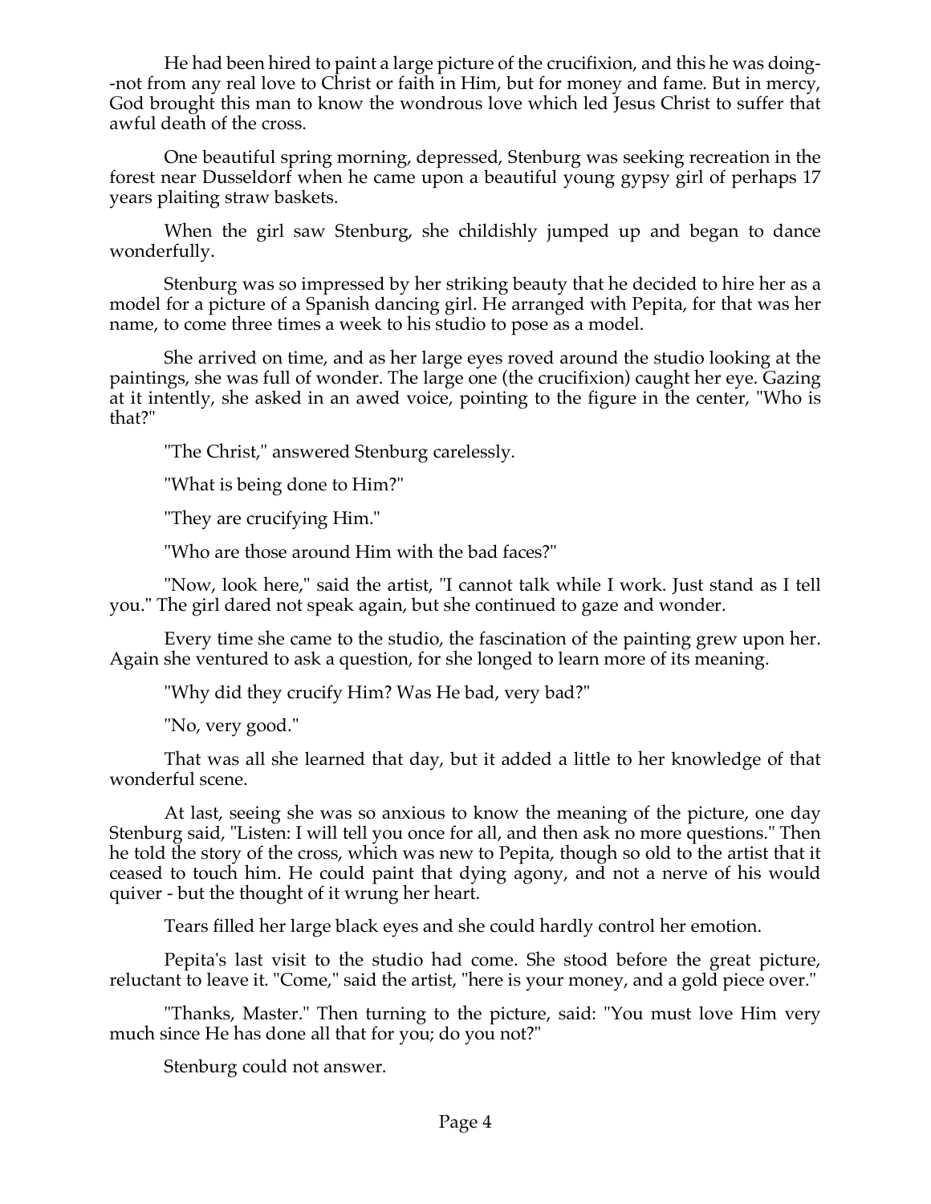He had been hired to paint a large picture of the crucifixion, and this he was doing--not from any real love to Christ or faith in Him, but for money and fame. But in mercy, God brought this man to know the wondrous love which led Jesus Christ to suffer that awful death of the cross.

One beautiful spring morning, depressed, Stenburg was seeking recreation in the forest near Dusseldorf when he came upon a beautiful young gypsy girl of perhaps 17 years plaiting straw baskets.

When the girl saw Stenburg, she childishly jumped up and began to dance wonderfully.

Stenburg was so impressed by her striking beauty that he decided to hire her as a model for a picture of a Spanish dancing girl. He arranged with Pepita, for that was her name, to come three times a week to his studio to pose as a model.

She arrived on time, and as her large eyes roved around the studio looking at the paintings, she was full of wonder. The large one (the crucifixion) caught her eye. Gazing at it intently, she asked in an awed voice, pointing to the figure in the center, "Who is that?"

"The Christ," answered Stenburg carelessly.

"What is being done to Him?"

"They are crucifying Him."

"Who are those around Him with the bad faces?"

"Now, look here," said the artist, "I cannot talk while I work. Just stand as I tell you." The girl dared not speak again, but she continued to gaze and wonder.

Every time she came to the studio, the fascination of the painting grew upon her. Again she ventured to ask a question, for she longed to learn more of its meaning.

"Why did they crucify Him? Was He bad, very bad?"

"No, very good."

That was all she learned that day, but it added a little to her knowledge of that wonderful scene.

At last, seeing she was so anxious to know the meaning of the picture, one day Stenburg said, "Listen: I will tell you once for all, and then ask no more questions." Then he told the story of the cross, which was new to Pepita, though so old to the artist that it ceased to touch him. He could paint that dying agony, and not a nerve of his would quiver - but the thought of it wrung her heart.

Tears filled her large black eyes and she could hardly control her emotion.

Pepita's last visit to the studio had come. She stood before the great picture, reluctant to leave it. "Come," said the artist, "here is your money, and a gold piece over."

"Thanks, Master." Then turning to the picture, said: "You must love Him very much since He has done all that for you; do you not?"

Stenburg could not answer.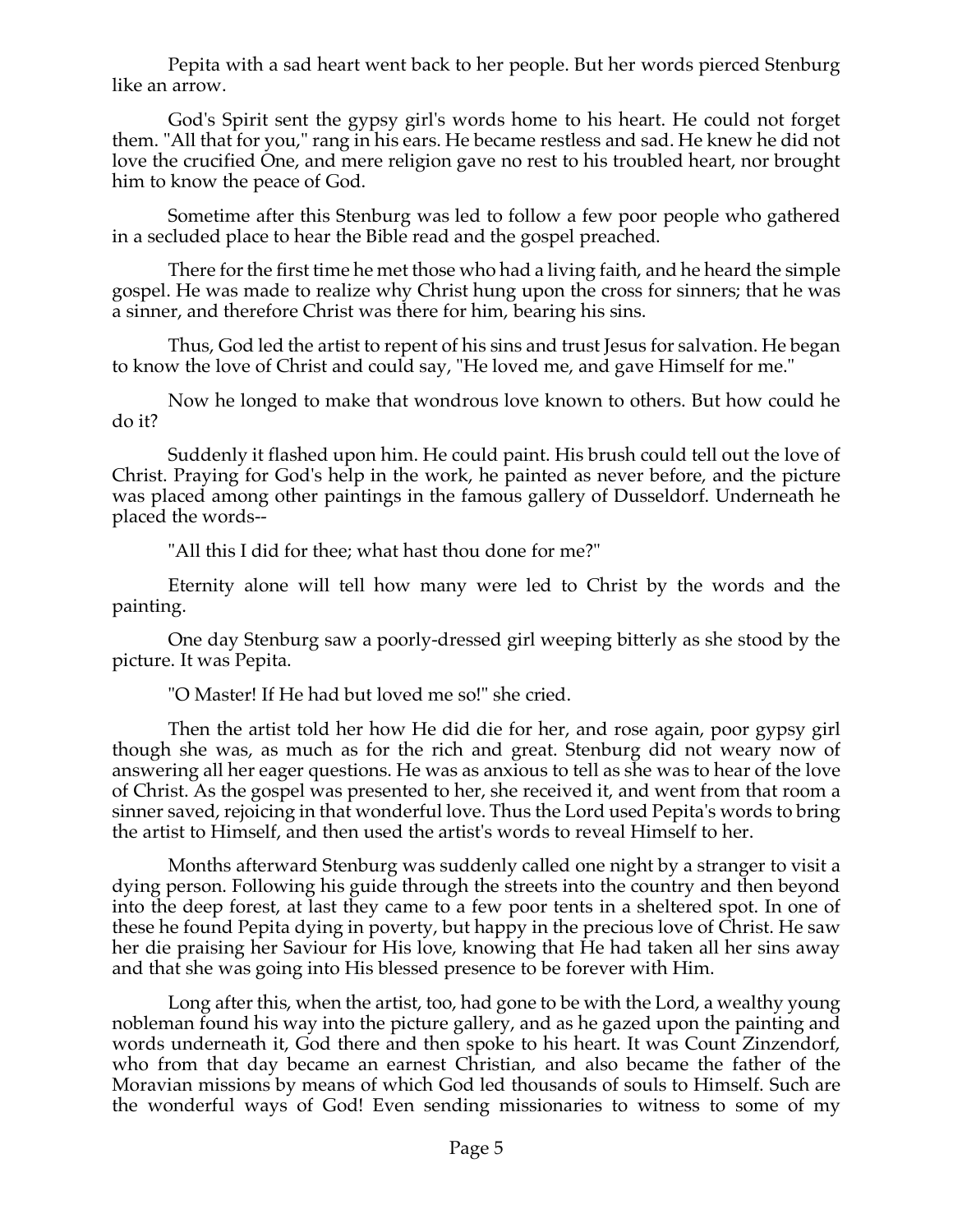Pepita with a sad heart went back to her people. But her words pierced Stenburg like an arrow.

God's Spirit sent the gypsy girl's words home to his heart. He could not forget them. "All that for you," rang in his ears. He became restless and sad. He knew he did not love the crucified One, and mere religion gave no rest to his troubled heart, nor brought him to know the peace of God.

Sometime after this Stenburg was led to follow a few poor people who gathered in a secluded place to hear the Bible read and the gospel preached.

There for the first time he met those who had a living faith, and he heard the simple gospel. He was made to realize why Christ hung upon the cross for sinners; that he was a sinner, and therefore Christ was there for him, bearing his sins.

Thus, God led the artist to repent of his sins and trust Jesus for salvation. He began to know the love of Christ and could say, "He loved me, and gave Himself for me."

Now he longed to make that wondrous love known to others. But how could he do it?

Suddenly it flashed upon him. He could paint. His brush could tell out the love of Christ. Praying for God's help in the work, he painted as never before, and the picture was placed among other paintings in the famous gallery of Dusseldorf. Underneath he placed the words--

"All this I did for thee; what hast thou done for me?"

Eternity alone will tell how many were led to Christ by the words and the painting.

One day Stenburg saw a poorly-dressed girl weeping bitterly as she stood by the picture. It was Pepita.

"O Master! If He had but loved me so!" she cried.

Then the artist told her how He did die for her, and rose again, poor gypsy girl though she was, as much as for the rich and great. Stenburg did not weary now of answering all her eager questions. He was as anxious to tell as she was to hear of the love of Christ. As the gospel was presented to her, she received it, and went from that room a sinner saved, rejoicing in that wonderful love. Thus the Lord used Pepita's words to bring the artist to Himself, and then used the artist's words to reveal Himself to her.

Months afterward Stenburg was suddenly called one night by a stranger to visit a dying person. Following his guide through the streets into the country and then beyond into the deep forest, at last they came to a few poor tents in a sheltered spot. In one of these he found Pepita dying in poverty, but happy in the precious love of Christ. He saw her die praising her Saviour for His love, knowing that He had taken all her sins away and that she was going into His blessed presence to be forever with Him.

Long after this, when the artist, too, had gone to be with the Lord, a wealthy young nobleman found his way into the picture gallery, and as he gazed upon the painting and words underneath it, God there and then spoke to his heart. It was Count Zinzendorf, who from that day became an earnest Christian, and also became the father of the Moravian missions by means of which God led thousands of souls to Himself. Such are the wonderful ways of God! Even sending missionaries to witness to some of my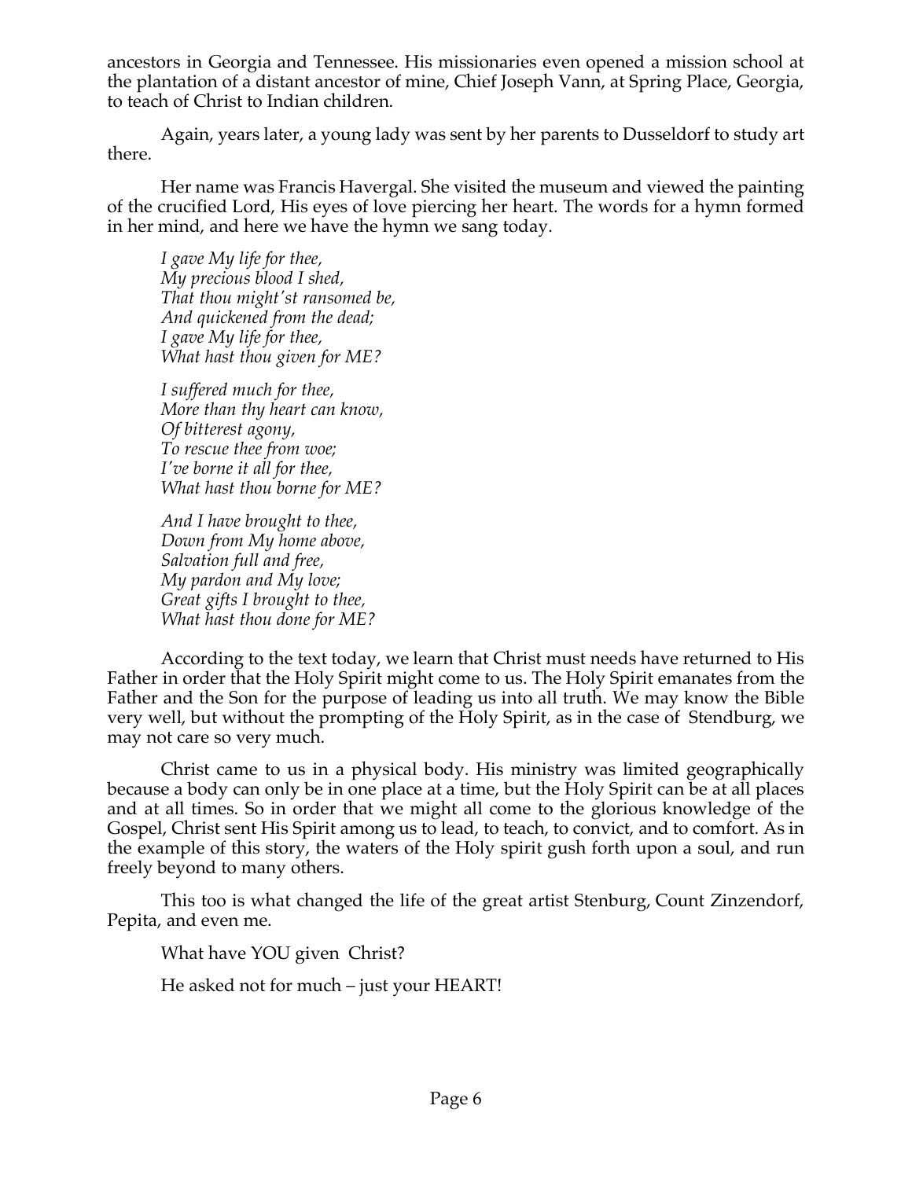ancestors in Georgia and Tennessee. His missionaries even opened a mission school at the plantation of a distant ancestor of mine, Chief Joseph Vann, at Spring Place, Georgia, to teach of Christ to Indian children.

Again, years later, a young lady was sent by her parents to Dusseldorf to study art there.

Her name was Francis Havergal. She visited the museum and viewed the painting of the crucified Lord, His eyes of love piercing her heart. The words for a hymn formed in her mind, and here we have the hymn we sang today.

*I gave My life for thee,*
*My precious blood I shed,*
*That thou might'st ransomed be,*
*And quickened from the dead;*
*I gave My life for thee,*
*What hast thou given for ME?*

*I suffered much for thee,*
*More than thy heart can know,*
*Of bitterest agony,*
*To rescue thee from woe;*
*I've borne it all for thee,*
*What hast thou borne for ME?*

*And I have brought to thee,*
*Down from My home above,*
*Salvation full and free,*
*My pardon and My love;*
*Great gifts I brought to thee,*
*What hast thou done for ME?*

According to the text today, we learn that Christ must needs have returned to His Father in order that the Holy Spirit might come to us. The Holy Spirit emanates from the Father and the Son for the purpose of leading us into all truth. We may know the Bible very well, but without the prompting of the Holy Spirit, as in the case of Stendburg, we may not care so very much.

Christ came to us in a physical body. His ministry was limited geographically because a body can only be in one place at a time, but the Holy Spirit can be at all places and at all times. So in order that we might all come to the glorious knowledge of the Gospel, Christ sent His Spirit among us to lead, to teach, to convict, and to comfort. As in the example of this story, the waters of the Holy spirit gush forth upon a soul, and run freely beyond to many others.

This too is what changed the life of the great artist Stenburg, Count Zinzendorf, Pepita, and even me.

What have YOU given Christ?

He asked not for much – just your HEART!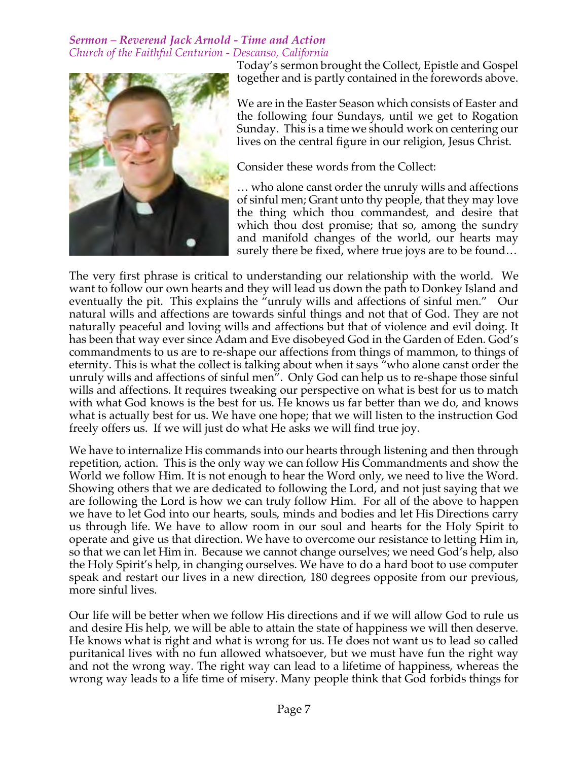*Sermon – Reverend Jack Arnold - Time and Action*
*Church of the Faithful Centurion - Descanso, California*

Today's sermon brought the Collect, Epistle and Gospel together and is partly contained in the forewords above.

We are in the Easter Season which consists of Easter and the following four Sundays, until we get to Rogation Sunday. This is a time we should work on centering our lives on the central figure in our religion, Jesus Christ.

Consider these words from the Collect:

… who alone canst order the unruly wills and affections of sinful men; Grant unto thy people, that they may love the thing which thou commandest, and desire that which thou dost promise; that so, among the sundry and manifold changes of the world, our hearts may surely there be fixed, where true joys are to be found…

The very first phrase is critical to understanding our relationship with the world. We want to follow our own hearts and they will lead us down the path to Donkey Island and eventually the pit. This explains the "unruly wills and affections of sinful men." Our natural wills and affections are towards sinful things and not that of God. They are not naturally peaceful and loving wills and affections but that of violence and evil doing. It has been that way ever since Adam and Eve disobeyed God in the Garden of Eden. God's commandments to us are to re-shape our affections from things of mammon, to things of eternity. This is what the collect is talking about when it says "who alone canst order the unruly wills and affections of sinful men". Only God can help us to re-shape those sinful wills and affections. It requires tweaking our perspective on what is best for us to match with what God knows is the best for us. He knows us far better than we do, and knows what is actually best for us. We have one hope; that we will listen to the instruction God freely offers us. If we will just do what He asks we will find true joy.

We have to internalize His commands into our hearts through listening and then through repetition, action. This is the only way we can follow His Commandments and show the World we follow Him. It is not enough to hear the Word only, we need to live the Word. Showing others that we are dedicated to following the Lord, and not just saying that we are following the Lord is how we can truly follow Him. For all of the above to happen we have to let God into our hearts, souls, minds and bodies and let His Directions carry us through life. We have to allow room in our soul and hearts for the Holy Spirit to operate and give us that direction. We have to overcome our resistance to letting Him in, so that we can let Him in. Because we cannot change ourselves; we need God's help, also the Holy Spirit's help, in changing ourselves. We have to do a hard boot to use computer speak and restart our lives in a new direction, 180 degrees opposite from our previous, more sinful lives.

Our life will be better when we follow His directions and if we will allow God to rule us and desire His help, we will be able to attain the state of happiness we will then deserve. He knows what is right and what is wrong for us. He does not want us to lead so called puritanical lives with no fun allowed whatsoever, but we must have fun the right way and not the wrong way. The right way can lead to a lifetime of happiness, whereas the wrong way leads to a life time of misery. Many people think that God forbids things for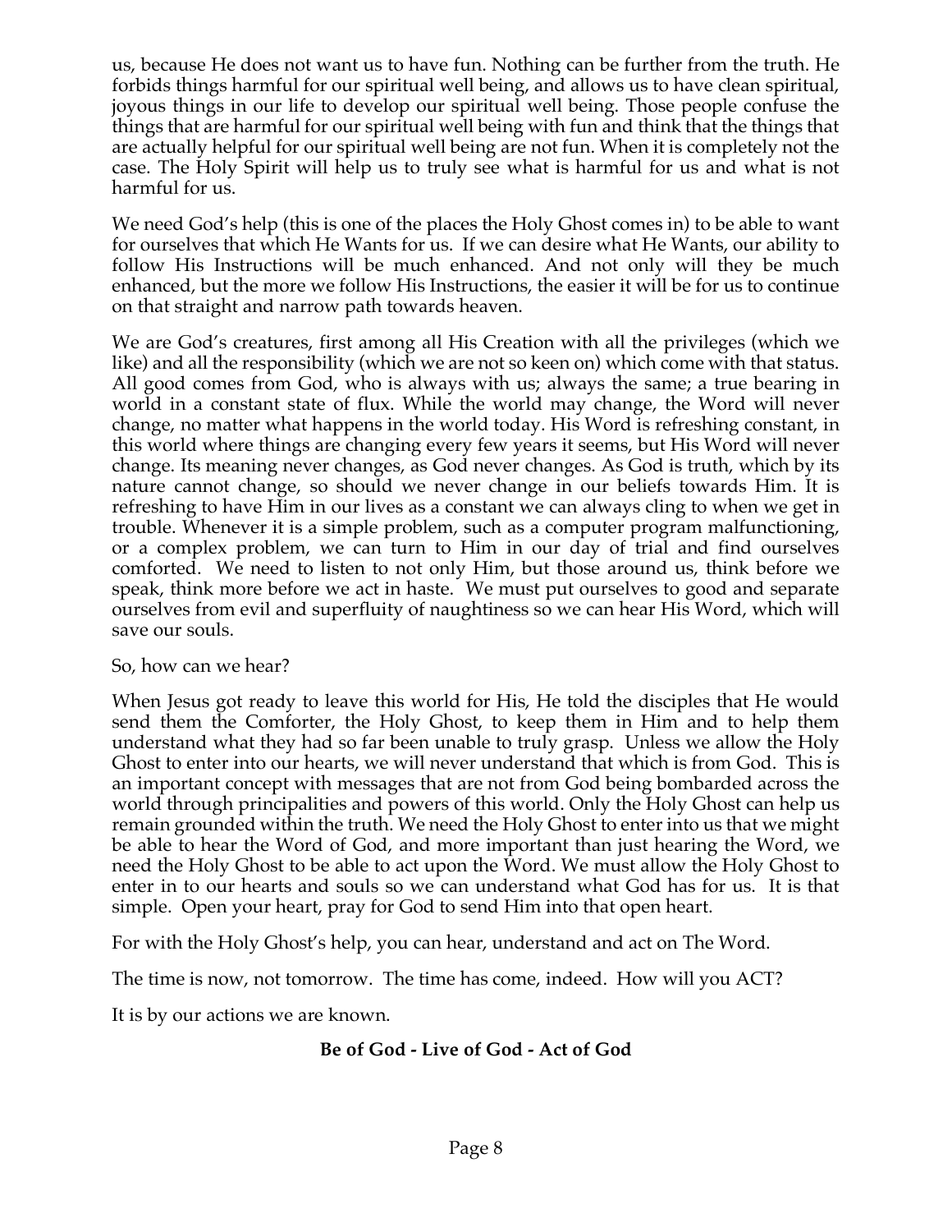us, because He does not want us to have fun. Nothing can be further from the truth. He forbids things harmful for our spiritual well being, and allows us to have clean spiritual, joyous things in our life to develop our spiritual well being. Those people confuse the things that are harmful for our spiritual well being with fun and think that the things that are actually helpful for our spiritual well being are not fun. When it is completely not the case. The Holy Spirit will help us to truly see what is harmful for us and what is not harmful for us.

We need God's help (this is one of the places the Holy Ghost comes in) to be able to want for ourselves that which He Wants for us. If we can desire what He Wants, our ability to follow His Instructions will be much enhanced. And not only will they be much enhanced, but the more we follow His Instructions, the easier it will be for us to continue on that straight and narrow path towards heaven.

We are God's creatures, first among all His Creation with all the privileges (which we like) and all the responsibility (which we are not so keen on) which come with that status. All good comes from God, who is always with us; always the same; a true bearing in world in a constant state of flux. While the world may change, the Word will never change, no matter what happens in the world today. His Word is refreshing constant, in this world where things are changing every few years it seems, but His Word will never change. Its meaning never changes, as God never changes. As God is truth, which by its nature cannot change, so should we never change in our beliefs towards Him. It is refreshing to have Him in our lives as a constant we can always cling to when we get in trouble. Whenever it is a simple problem, such as a computer program malfunctioning, or a complex problem, we can turn to Him in our day of trial and find ourselves comforted. We need to listen to not only Him, but those around us, think before we speak, think more before we act in haste. We must put ourselves to good and separate ourselves from evil and superfluity of naughtiness so we can hear His Word, which will save our souls.

So, how can we hear?

When Jesus got ready to leave this world for His, He told the disciples that He would send them the Comforter, the Holy Ghost, to keep them in Him and to help them understand what they had so far been unable to truly grasp. Unless we allow the Holy Ghost to enter into our hearts, we will never understand that which is from God. This is an important concept with messages that are not from God being bombarded across the world through principalities and powers of this world. Only the Holy Ghost can help us remain grounded within the truth. We need the Holy Ghost to enter into us that we might be able to hear the Word of God, and more important than just hearing the Word, we need the Holy Ghost to be able to act upon the Word. We must allow the Holy Ghost to enter in to our hearts and souls so we can understand what God has for us. It is that simple. Open your heart, pray for God to send Him into that open heart.

For with the Holy Ghost's help, you can hear, understand and act on The Word.

The time is now, not tomorrow. The time has come, indeed. How will you ACT?

It is by our actions we are known.

**Be of God - Live of God - Act of God**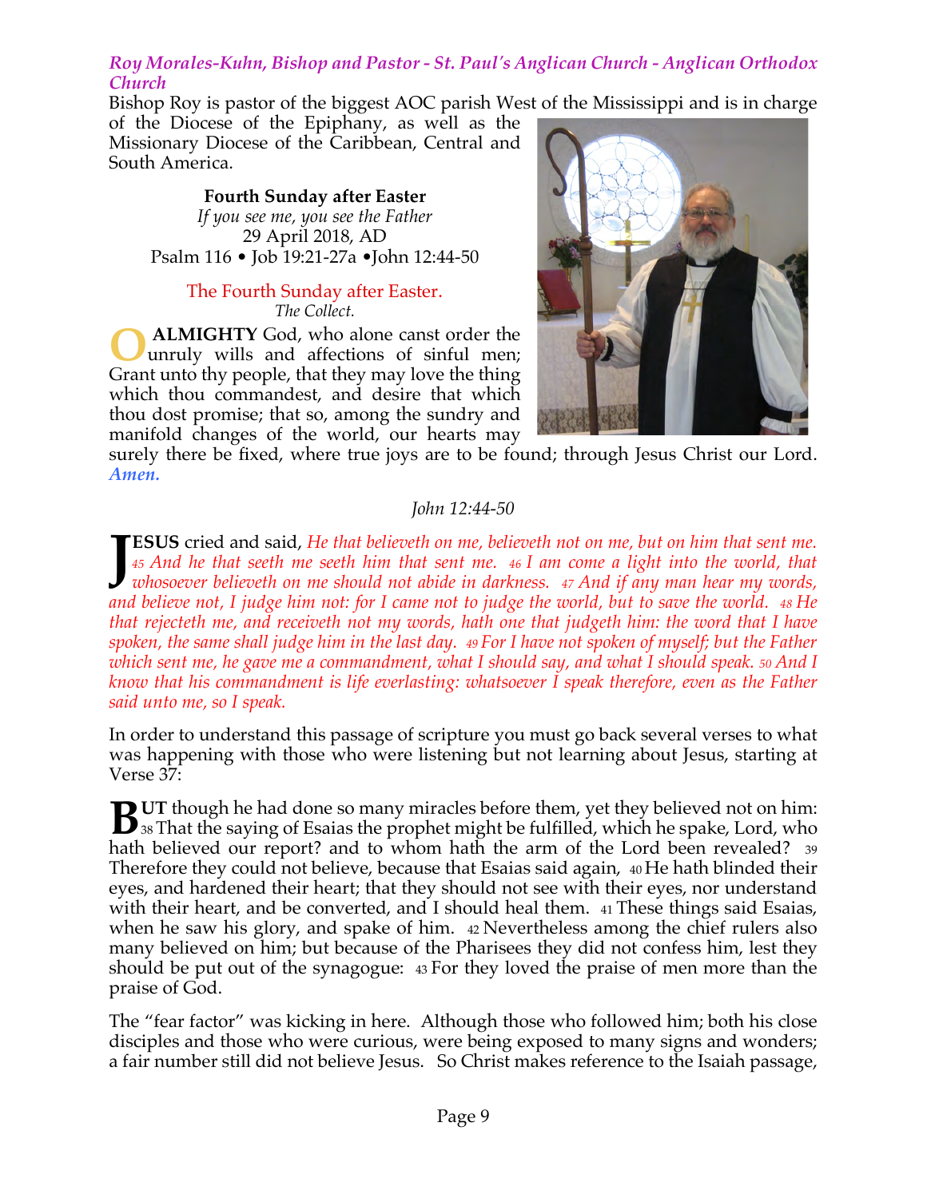*Roy Morales-Kuhn, Bishop and Pastor - St. Paul's Anglican Church - Anglican Orthodox Church*

Bishop Roy is pastor of the biggest AOC parish West of the Mississippi and is in charge of the Diocese of the Epiphany, as well as the Missionary Diocese of the Caribbean, Central and South America.

**Fourth Sunday after Easter**
*If you see me, you see the Father*
29 April 2018, AD
Psalm 116 • Job 19:21-27a •John 12:44-50

The Fourth Sunday after Easter.
*The Collect.*

**O ALMIGHTY** God, who alone canst order the unruly wills and affections of sinful men; Grant unto thy people, that they may love the thing which thou commandest, and desire that which thou dost promise; that so, among the sundry and manifold changes of the world, our hearts may surely there be fixed, where true joys are to be found; through Jesus Christ our Lord. ***Amen.***

*John 12:44-50*

**JESUS** cried and said, *He that believeth on me, believeth not on me, but on him that sent me. 45 And he that seeth me seeth him that sent me. 46 I am come a light into the world, that whosoever believeth on me should not abide in darkness. 47 And if any man hear my words, and believe not, I judge him not: for I came not to judge the world, but to save the world. 48 He that rejecteth me, and receiveth not my words, hath one that judgeth him: the word that I have spoken, the same shall judge him in the last day. 49 For I have not spoken of myself; but the Father which sent me, he gave me a commandment, what I should say, and what I should speak. 50 And I know that his commandment is life everlasting: whatsoever I speak therefore, even as the Father said unto me, so I speak.*

In order to understand this passage of scripture you must go back several verses to what was happening with those who were listening but not learning about Jesus, starting at Verse 37:

**BUT** though he had done so many miracles before them, yet they believed not on him: 38 That the saying of Esaias the prophet might be fulfilled, which he spake, Lord, who hath believed our report? and to whom hath the arm of the Lord been revealed? 39 Therefore they could not believe, because that Esaias said again, 40 He hath blinded their eyes, and hardened their heart; that they should not see with their eyes, nor understand with their heart, and be converted, and I should heal them. 41 These things said Esaias, when he saw his glory, and spake of him. 42 Nevertheless among the chief rulers also many believed on him; but because of the Pharisees they did not confess him, lest they should be put out of the synagogue: 43 For they loved the praise of men more than the praise of God.

The "fear factor" was kicking in here. Although those who followed him; both his close disciples and those who were curious, were being exposed to many signs and wonders; a fair number still did not believe Jesus. So Christ makes reference to the Isaiah passage,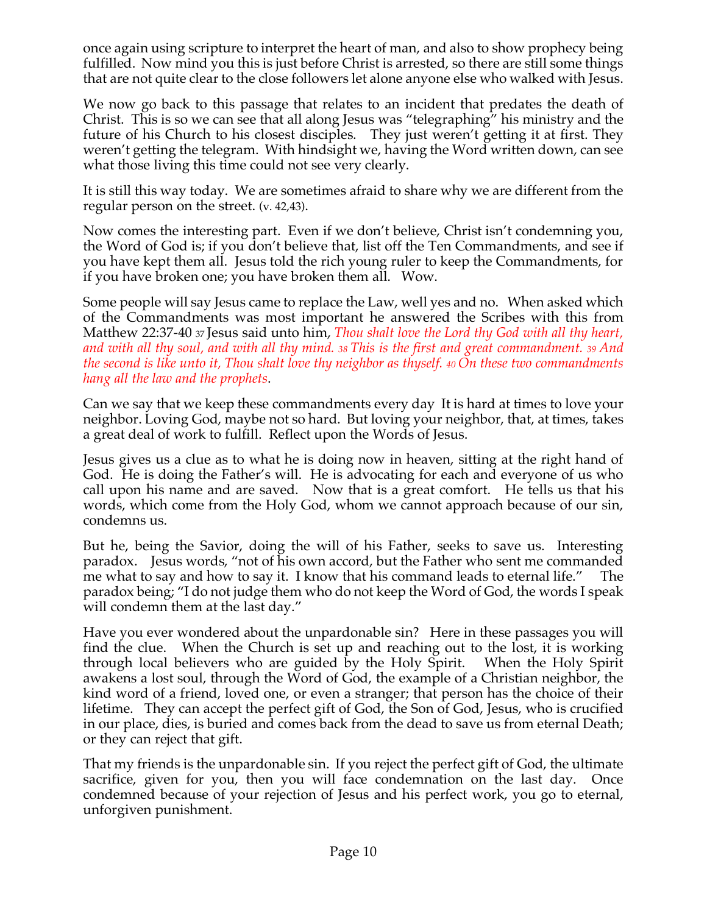once again using scripture to interpret the heart of man, and also to show prophecy being fulfilled. Now mind you this is just before Christ is arrested, so there are still some things that are not quite clear to the close followers let alone anyone else who walked with Jesus.

We now go back to this passage that relates to an incident that predates the death of Christ. This is so we can see that all along Jesus was "telegraphing" his ministry and the future of his Church to his closest disciples. They just weren't getting it at first. They weren't getting the telegram. With hindsight we, having the Word written down, can see what those living this time could not see very clearly.

It is still this way today. We are sometimes afraid to share why we are different from the regular person on the street. (v. 42,43).

Now comes the interesting part. Even if we don't believe, Christ isn't condemning you, the Word of God is; if you don't believe that, list off the Ten Commandments, and see if you have kept them all. Jesus told the rich young ruler to keep the Commandments, for if you have broken one; you have broken them all. Wow.

Some people will say Jesus came to replace the Law, well yes and no. When asked which of the Commandments was most important he answered the Scribes with this from Matthew 22:37-40 37 Jesus said unto him, *Thou shalt love the Lord thy God with all thy heart, and with all thy soul, and with all thy mind. 38 This is the first and great commandment. 39 And the second is like unto it, Thou shalt love thy neighbor as thyself. 40 On these two commandments hang all the law and the prophets*.

Can we say that we keep these commandments every day It is hard at times to love your neighbor. Loving God, maybe not so hard. But loving your neighbor, that, at times, takes a great deal of work to fulfill. Reflect upon the Words of Jesus.

Jesus gives us a clue as to what he is doing now in heaven, sitting at the right hand of God. He is doing the Father's will. He is advocating for each and everyone of us who call upon his name and are saved. Now that is a great comfort. He tells us that his words, which come from the Holy God, whom we cannot approach because of our sin, condemns us.

But he, being the Savior, doing the will of his Father, seeks to save us. Interesting paradox. Jesus words, "not of his own accord, but the Father who sent me commanded me what to say and how to say it. I know that his command leads to eternal life." The paradox being; "I do not judge them who do not keep the Word of God, the words I speak will condemn them at the last day."

Have you ever wondered about the unpardonable sin? Here in these passages you will find the clue. When the Church is set up and reaching out to the lost, it is working through local believers who are guided by the Holy Spirit. When the Holy Spirit awakens a lost soul, through the Word of God, the example of a Christian neighbor, the kind word of a friend, loved one, or even a stranger; that person has the choice of their lifetime. They can accept the perfect gift of God, the Son of God, Jesus, who is crucified in our place, dies, is buried and comes back from the dead to save us from eternal Death; or they can reject that gift.

That my friends is the unpardonable sin. If you reject the perfect gift of God, the ultimate sacrifice, given for you, then you will face condemnation on the last day. Once condemned because of your rejection of Jesus and his perfect work, you go to eternal, unforgiven punishment.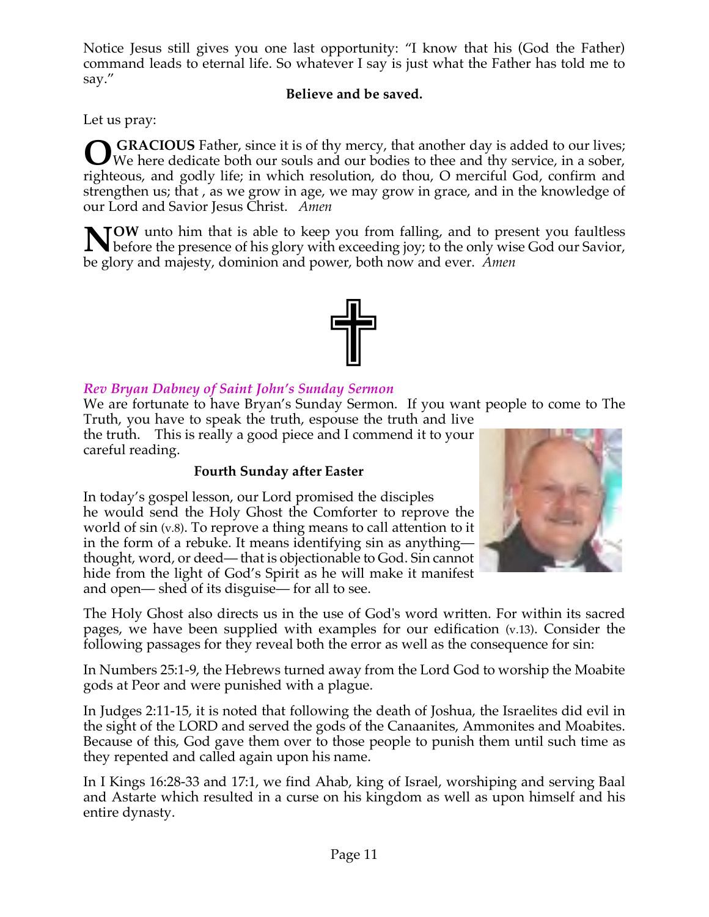Notice Jesus still gives you one last opportunity: "I know that his (God the Father) command leads to eternal life. So whatever I say is just what the Father has told me to say."

**Believe and be saved.**

Let us pray:

**O GRACIOUS** Father, since it is of thy mercy, that another day is added to our lives; We here dedicate both our souls and our bodies to thee and thy service, in a sober, righteous, and godly life; in which resolution, do thou, O merciful God, confirm and strengthen us; that , as we grow in age, we may grow in grace, and in the knowledge of our Lord and Savior Jesus Christ. *Amen*

**NOW** unto him that is able to keep you from falling, and to present you faultless before the presence of his glory with exceeding joy; to the only wise God our Savior, be glory and majesty, dominion and power, both now and ever. *Amen*

### *Rev Bryan Dabney of Saint John's Sunday Sermon*

We are fortunate to have Bryan's Sunday Sermon. If you want people to come to The Truth, you have to speak the truth, espouse the truth and live the truth. This is really a good piece and I commend it to your careful reading.

**Fourth Sunday after Easter**

In today's gospel lesson, our Lord promised the disciples he would send the Holy Ghost the Comforter to reprove the world of sin (v.8). To reprove a thing means to call attention to it in the form of a rebuke. It means identifying sin as anything— thought, word, or deed— that is objectionable to God. Sin cannot hide from the light of God's Spirit as he will make it manifest and open— shed of its disguise— for all to see.

The Holy Ghost also directs us in the use of God's word written. For within its sacred pages, we have been supplied with examples for our edification (v.13). Consider the following passages for they reveal both the error as well as the consequence for sin:

In Numbers 25:1-9, the Hebrews turned away from the Lord God to worship the Moabite gods at Peor and were punished with a plague.

In Judges 2:11-15, it is noted that following the death of Joshua, the Israelites did evil in the sight of the LORD and served the gods of the Canaanites, Ammonites and Moabites. Because of this, God gave them over to those people to punish them until such time as they repented and called again upon his name.

In I Kings 16:28-33 and 17:1, we find Ahab, king of Israel, worshiping and serving Baal and Astarte which resulted in a curse on his kingdom as well as upon himself and his entire dynasty.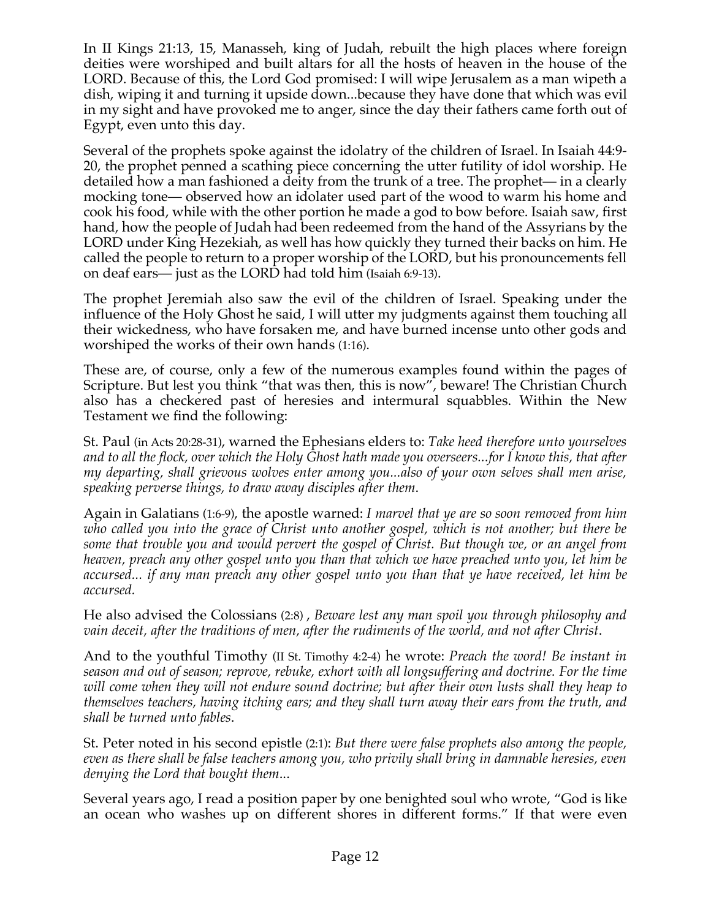In II Kings 21:13, 15, Manasseh, king of Judah, rebuilt the high places where foreign deities were worshiped and built altars for all the hosts of heaven in the house of the LORD. Because of this, the Lord God promised: I will wipe Jerusalem as a man wipeth a dish, wiping it and turning it upside down...because they have done that which was evil in my sight and have provoked me to anger, since the day their fathers came forth out of Egypt, even unto this day.

Several of the prophets spoke against the idolatry of the children of Israel. In Isaiah 44:9-20, the prophet penned a scathing piece concerning the utter futility of idol worship. He detailed how a man fashioned a deity from the trunk of a tree. The prophet— in a clearly mocking tone— observed how an idolater used part of the wood to warm his home and cook his food, while with the other portion he made a god to bow before. Isaiah saw, first hand, how the people of Judah had been redeemed from the hand of the Assyrians by the LORD under King Hezekiah, as well has how quickly they turned their backs on him. He called the people to return to a proper worship of the LORD, but his pronouncements fell on deaf ears— just as the LORD had told him (Isaiah 6:9-13).

The prophet Jeremiah also saw the evil of the children of Israel. Speaking under the influence of the Holy Ghost he said, I will utter my judgments against them touching all their wickedness, who have forsaken me, and have burned incense unto other gods and worshiped the works of their own hands (1:16).

These are, of course, only a few of the numerous examples found within the pages of Scripture. But lest you think "that was then, this is now", beware! The Christian Church also has a checkered past of heresies and intermural squabbles. Within the New Testament we find the following:

St. Paul (in Acts 20:28-31), warned the Ephesians elders to: *Take heed therefore unto yourselves and to all the flock, over which the Holy Ghost hath made you overseers...for I know this, that after my departing, shall grievous wolves enter among you...also of your own selves shall men arise, speaking perverse things, to draw away disciples after them.*

Again in Galatians (1:6-9), the apostle warned: *I marvel that ye are so soon removed from him who called you into the grace of Christ unto another gospel, which is not another; but there be some that trouble you and would pervert the gospel of Christ. But though we, or an angel from heaven, preach any other gospel unto you than that which we have preached unto you, let him be accursed... if any man preach any other gospel unto you than that ye have received, let him be accursed.*

He also advised the Colossians (2:8) , *Beware lest any man spoil you through philosophy and vain deceit, after the traditions of men, after the rudiments of the world, and not after Christ*.

And to the youthful Timothy (II St. Timothy 4:2-4) he wrote: *Preach the word! Be instant in season and out of season; reprove, rebuke, exhort with all longsuffering and doctrine. For the time will come when they will not endure sound doctrine; but after their own lusts shall they heap to themselves teachers, having itching ears; and they shall turn away their ears from the truth, and shall be turned unto fables*.

St. Peter noted in his second epistle (2:1): *But there were false prophets also among the people, even as there shall be false teachers among you, who privily shall bring in damnable heresies, even denying the Lord that bought them...*

Several years ago, I read a position paper by one benighted soul who wrote, "God is like an ocean who washes up on different shores in different forms." If that were even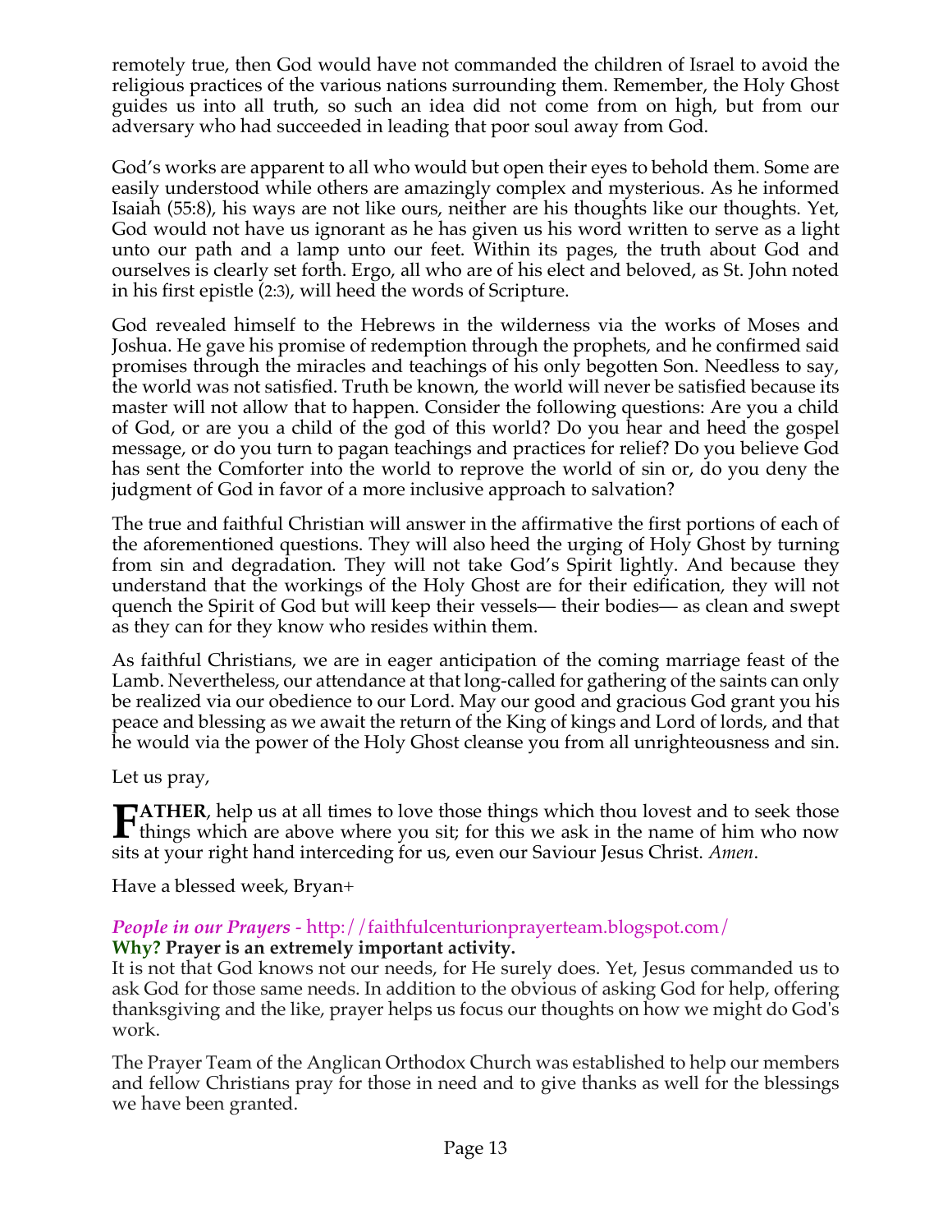remotely true, then God would have not commanded the children of Israel to avoid the religious practices of the various nations surrounding them. Remember, the Holy Ghost guides us into all truth, so such an idea did not come from on high, but from our adversary who had succeeded in leading that poor soul away from God.

God's works are apparent to all who would but open their eyes to behold them. Some are easily understood while others are amazingly complex and mysterious. As he informed Isaiah (55:8), his ways are not like ours, neither are his thoughts like our thoughts. Yet, God would not have us ignorant as he has given us his word written to serve as a light unto our path and a lamp unto our feet. Within its pages, the truth about God and ourselves is clearly set forth. Ergo, all who are of his elect and beloved, as St. John noted in his first epistle (2:3), will heed the words of Scripture.

God revealed himself to the Hebrews in the wilderness via the works of Moses and Joshua. He gave his promise of redemption through the prophets, and he confirmed said promises through the miracles and teachings of his only begotten Son. Needless to say, the world was not satisfied. Truth be known, the world will never be satisfied because its master will not allow that to happen. Consider the following questions: Are you a child of God, or are you a child of the god of this world? Do you hear and heed the gospel message, or do you turn to pagan teachings and practices for relief? Do you believe God has sent the Comforter into the world to reprove the world of sin or, do you deny the judgment of God in favor of a more inclusive approach to salvation?

The true and faithful Christian will answer in the affirmative the first portions of each of the aforementioned questions. They will also heed the urging of Holy Ghost by turning from sin and degradation. They will not take God's Spirit lightly. And because they understand that the workings of the Holy Ghost are for their edification, they will not quench the Spirit of God but will keep their vessels— their bodies— as clean and swept as they can for they know who resides within them.

As faithful Christians, we are in eager anticipation of the coming marriage feast of the Lamb. Nevertheless, our attendance at that long-called for gathering of the saints can only be realized via our obedience to our Lord. May our good and gracious God grant you his peace and blessing as we await the return of the King of kings and Lord of lords, and that he would via the power of the Holy Ghost cleanse you from all unrighteousness and sin.

Let us pray,

**FATHER**, help us at all times to love those things which thou lovest and to seek those things which are above where you sit; for this we ask in the name of him who now sits at your right hand interceding for us, even our Saviour Jesus Christ. *Amen*.

Have a blessed week, Bryan+

***People in our Prayers*** - http://faithfulcenturionprayerteam.blogspot.com/

**Why? Prayer is an extremely important activity.**

It is not that God knows not our needs, for He surely does. Yet, Jesus commanded us to ask God for those same needs. In addition to the obvious of asking God for help, offering thanksgiving and the like, prayer helps us focus our thoughts on how we might do God's work.

The Prayer Team of the Anglican Orthodox Church was established to help our members and fellow Christians pray for those in need and to give thanks as well for the blessings we have been granted.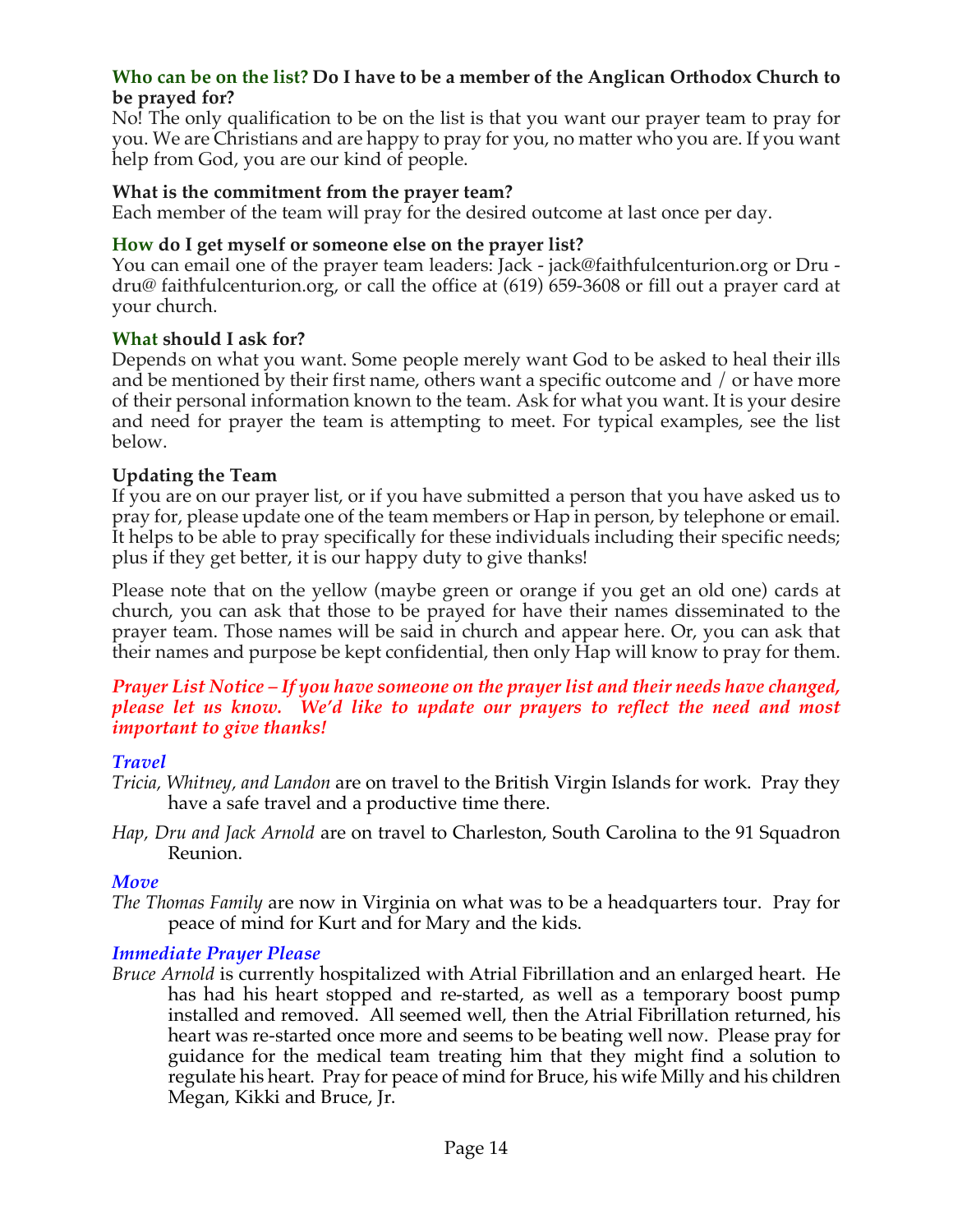**Who can be on the list? Do I have to be a member of the Anglican Orthodox Church to be prayed for?**

No! The only qualification to be on the list is that you want our prayer team to pray for you. We are Christians and are happy to pray for you, no matter who you are. If you want help from God, you are our kind of people.

**What is the commitment from the prayer team?**

Each member of the team will pray for the desired outcome at last once per day.

**How do I get myself or someone else on the prayer list?**

You can email one of the prayer team leaders: Jack - jack@faithfulcenturion.org or Dru - dru@ faithfulcenturion.org, or call the office at (619) 659-3608 or fill out a prayer card at your church.

**What should I ask for?**

Depends on what you want. Some people merely want God to be asked to heal their ills and be mentioned by their first name, others want a specific outcome and / or have more of their personal information known to the team. Ask for what you want. It is your desire and need for prayer the team is attempting to meet. For typical examples, see the list below.

**Updating the Team**

If you are on our prayer list, or if you have submitted a person that you have asked us to pray for, please update one of the team members or Hap in person, by telephone or email. It helps to be able to pray specifically for these individuals including their specific needs; plus if they get better, it is our happy duty to give thanks!

Please note that on the yellow (maybe green or orange if you get an old one) cards at church, you can ask that those to be prayed for have their names disseminated to the prayer team. Those names will be said in church and appear here. Or, you can ask that their names and purpose be kept confidential, then only Hap will know to pray for them.

***Prayer List Notice – If you have someone on the prayer list and their needs have changed, please let us know. We'd like to update our prayers to reflect the need and most important to give thanks!***

### *Travel*

*Tricia, Whitney, and Landon* are on travel to the British Virgin Islands for work. Pray they have a safe travel and a productive time there.

*Hap, Dru and Jack Arnold* are on travel to Charleston, South Carolina to the 91 Squadron Reunion.

### *Move*

*The Thomas Family* are now in Virginia on what was to be a headquarters tour. Pray for peace of mind for Kurt and for Mary and the kids.

### *Immediate Prayer Please*

*Bruce Arnold* is currently hospitalized with Atrial Fibrillation and an enlarged heart. He has had his heart stopped and re-started, as well as a temporary boost pump installed and removed. All seemed well, then the Atrial Fibrillation returned, his heart was re-started once more and seems to be beating well now. Please pray for guidance for the medical team treating him that they might find a solution to regulate his heart. Pray for peace of mind for Bruce, his wife Milly and his children Megan, Kikki and Bruce, Jr.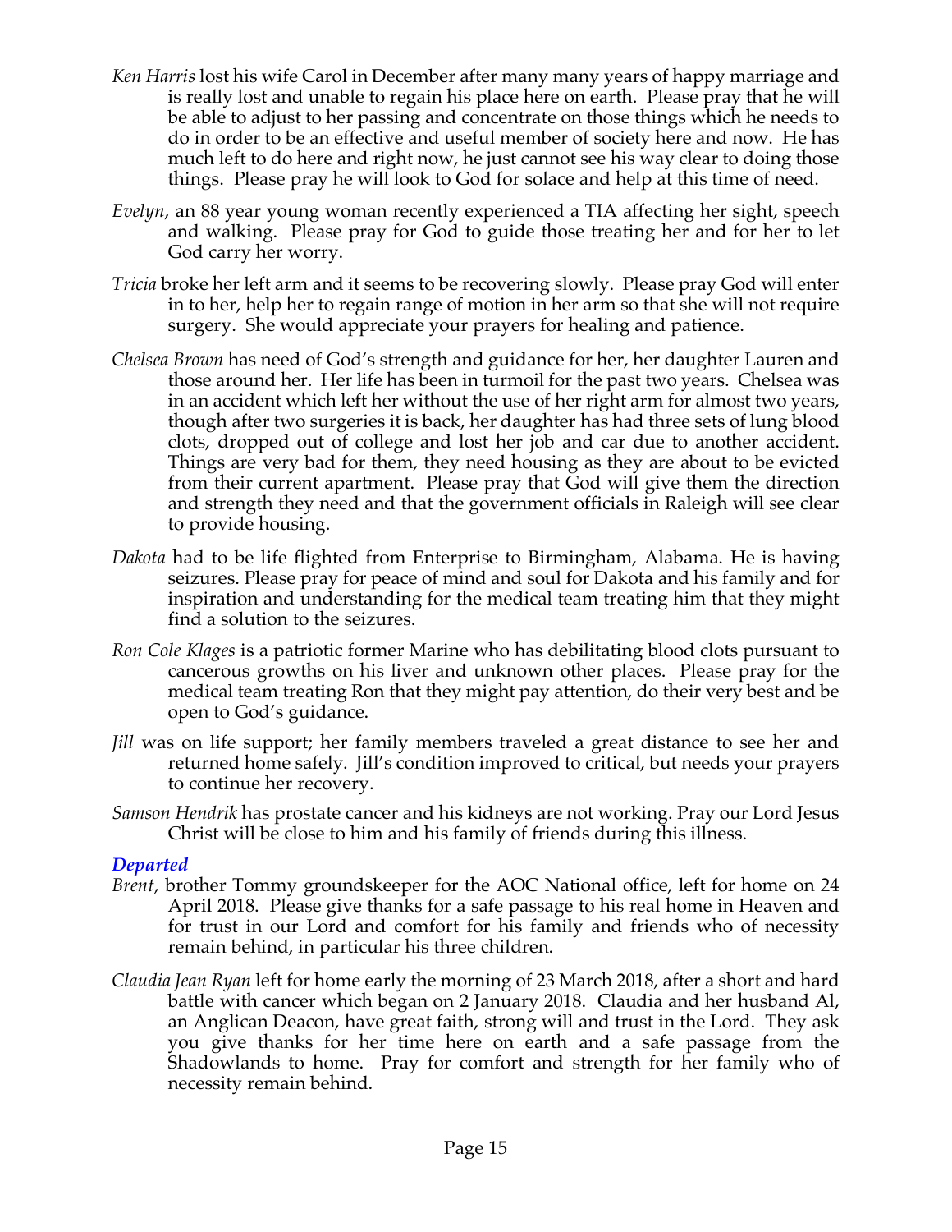*Ken Harris* lost his wife Carol in December after many many years of happy marriage and is really lost and unable to regain his place here on earth. Please pray that he will be able to adjust to her passing and concentrate on those things which he needs to do in order to be an effective and useful member of society here and now. He has much left to do here and right now, he just cannot see his way clear to doing those things. Please pray he will look to God for solace and help at this time of need.

*Evelyn*, an 88 year young woman recently experienced a TIA affecting her sight, speech and walking. Please pray for God to guide those treating her and for her to let God carry her worry.

*Tricia* broke her left arm and it seems to be recovering slowly. Please pray God will enter in to her, help her to regain range of motion in her arm so that she will not require surgery. She would appreciate your prayers for healing and patience.

*Chelsea Brown* has need of God's strength and guidance for her, her daughter Lauren and those around her. Her life has been in turmoil for the past two years. Chelsea was in an accident which left her without the use of her right arm for almost two years, though after two surgeries it is back, her daughter has had three sets of lung blood clots, dropped out of college and lost her job and car due to another accident. Things are very bad for them, they need housing as they are about to be evicted from their current apartment. Please pray that God will give them the direction and strength they need and that the government officials in Raleigh will see clear to provide housing.

*Dakota* had to be life flighted from Enterprise to Birmingham, Alabama. He is having seizures. Please pray for peace of mind and soul for Dakota and his family and for inspiration and understanding for the medical team treating him that they might find a solution to the seizures.

*Ron Cole Klages* is a patriotic former Marine who has debilitating blood clots pursuant to cancerous growths on his liver and unknown other places. Please pray for the medical team treating Ron that they might pay attention, do their very best and be open to God's guidance.

*Jill* was on life support; her family members traveled a great distance to see her and returned home safely. Jill's condition improved to critical, but needs your prayers to continue her recovery.

*Samson Hendrik* has prostate cancer and his kidneys are not working. Pray our Lord Jesus Christ will be close to him and his family of friends during this illness.

### *Departed*

*Brent*, brother Tommy groundskeeper for the AOC National office, left for home on 24 April 2018. Please give thanks for a safe passage to his real home in Heaven and for trust in our Lord and comfort for his family and friends who of necessity remain behind, in particular his three children.

*Claudia Jean Ryan* left for home early the morning of 23 March 2018, after a short and hard battle with cancer which began on 2 January 2018. Claudia and her husband Al, an Anglican Deacon, have great faith, strong will and trust in the Lord. They ask you give thanks for her time here on earth and a safe passage from the Shadowlands to home. Pray for comfort and strength for her family who of necessity remain behind.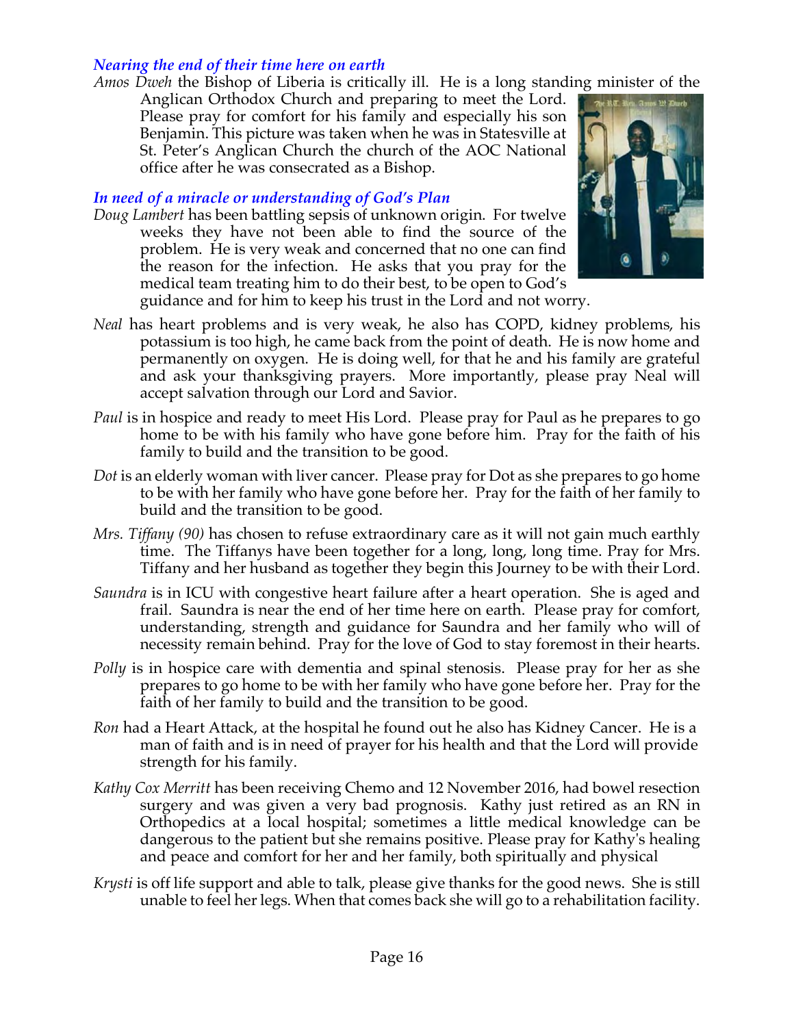*Nearing the end of their time here on earth*

*Amos Dweh* the Bishop of Liberia is critically ill. He is a long standing minister of the Anglican Orthodox Church and preparing to meet the Lord. Please pray for comfort for his family and especially his son Benjamin. This picture was taken when he was in Statesville at St. Peter's Anglican Church the church of the AOC National office after he was consecrated as a Bishop.

*In need of a miracle or understanding of God's Plan*

*Doug Lambert* has been battling sepsis of unknown origin. For twelve weeks they have not been able to find the source of the problem. He is very weak and concerned that no one can find the reason for the infection. He asks that you pray for the medical team treating him to do their best, to be open to God's guidance and for him to keep his trust in the Lord and not worry.

*Neal* has heart problems and is very weak, he also has COPD, kidney problems, his potassium is too high, he came back from the point of death. He is now home and permanently on oxygen. He is doing well, for that he and his family are grateful and ask your thanksgiving prayers. More importantly, please pray Neal will accept salvation through our Lord and Savior.

*Paul* is in hospice and ready to meet His Lord. Please pray for Paul as he prepares to go home to be with his family who have gone before him. Pray for the faith of his family to build and the transition to be good.

*Dot* is an elderly woman with liver cancer. Please pray for Dot as she prepares to go home to be with her family who have gone before her. Pray for the faith of her family to build and the transition to be good.

*Mrs. Tiffany (90)* has chosen to refuse extraordinary care as it will not gain much earthly time. The Tiffanys have been together for a long, long, long time. Pray for Mrs. Tiffany and her husband as together they begin this Journey to be with their Lord.

*Saundra* is in ICU with congestive heart failure after a heart operation. She is aged and frail. Saundra is near the end of her time here on earth. Please pray for comfort, understanding, strength and guidance for Saundra and her family who will of necessity remain behind. Pray for the love of God to stay foremost in their hearts.

*Polly* is in hospice care with dementia and spinal stenosis. Please pray for her as she prepares to go home to be with her family who have gone before her. Pray for the faith of her family to build and the transition to be good.

*Ron* had a Heart Attack, at the hospital he found out he also has Kidney Cancer. He is a man of faith and is in need of prayer for his health and that the Lord will provide strength for his family.

*Kathy Cox Merritt* has been receiving Chemo and 12 November 2016, had bowel resection surgery and was given a very bad prognosis. Kathy just retired as an RN in Orthopedics at a local hospital; sometimes a little medical knowledge can be dangerous to the patient but she remains positive. Please pray for Kathy's healing and peace and comfort for her and her family, both spiritually and physical

*Krysti* is off life support and able to talk, please give thanks for the good news. She is still unable to feel her legs. When that comes back she will go to a rehabilitation facility.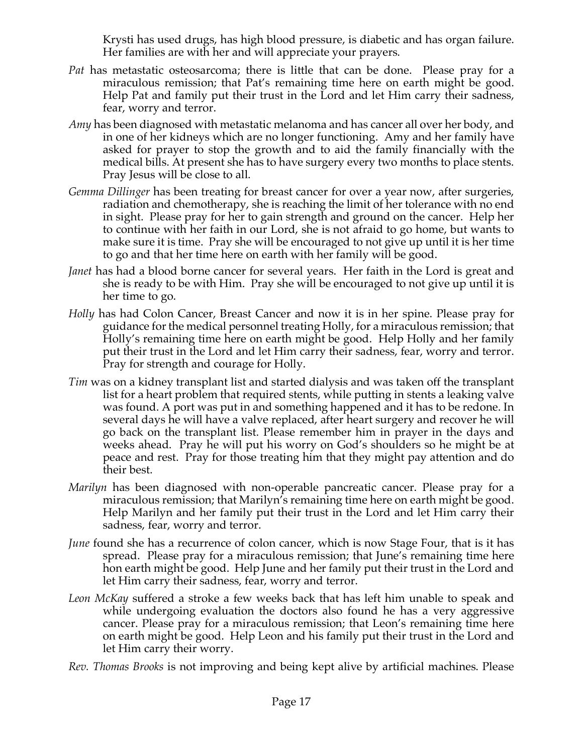Krysti has used drugs, has high blood pressure, is diabetic and has organ failure. Her families are with her and will appreciate your prayers.

*Pat* has metastatic osteosarcoma; there is little that can be done. Please pray for a miraculous remission; that Pat's remaining time here on earth might be good. Help Pat and family put their trust in the Lord and let Him carry their sadness, fear, worry and terror.

*Amy* has been diagnosed with metastatic melanoma and has cancer all over her body, and in one of her kidneys which are no longer functioning. Amy and her family have asked for prayer to stop the growth and to aid the family financially with the medical bills. At present she has to have surgery every two months to place stents. Pray Jesus will be close to all.

*Gemma Dillinger* has been treating for breast cancer for over a year now, after surgeries, radiation and chemotherapy, she is reaching the limit of her tolerance with no end in sight. Please pray for her to gain strength and ground on the cancer. Help her to continue with her faith in our Lord, she is not afraid to go home, but wants to make sure it is time. Pray she will be encouraged to not give up until it is her time to go and that her time here on earth with her family will be good.

*Janet* has had a blood borne cancer for several years. Her faith in the Lord is great and she is ready to be with Him. Pray she will be encouraged to not give up until it is her time to go.

*Holly* has had Colon Cancer, Breast Cancer and now it is in her spine. Please pray for guidance for the medical personnel treating Holly, for a miraculous remission; that Holly's remaining time here on earth might be good. Help Holly and her family put their trust in the Lord and let Him carry their sadness, fear, worry and terror. Pray for strength and courage for Holly.

*Tim* was on a kidney transplant list and started dialysis and was taken off the transplant list for a heart problem that required stents, while putting in stents a leaking valve was found. A port was put in and something happened and it has to be redone. In several days he will have a valve replaced, after heart surgery and recover he will go back on the transplant list. Please remember him in prayer in the days and weeks ahead. Pray he will put his worry on God's shoulders so he might be at peace and rest. Pray for those treating him that they might pay attention and do their best.

*Marilyn* has been diagnosed with non-operable pancreatic cancer. Please pray for a miraculous remission; that Marilyn's remaining time here on earth might be good. Help Marilyn and her family put their trust in the Lord and let Him carry their sadness, fear, worry and terror.

*June* found she has a recurrence of colon cancer, which is now Stage Four, that is it has spread. Please pray for a miraculous remission; that June's remaining time here hon earth might be good. Help June and her family put their trust in the Lord and let Him carry their sadness, fear, worry and terror.

*Leon McKay* suffered a stroke a few weeks back that has left him unable to speak and while undergoing evaluation the doctors also found he has a very aggressive cancer. Please pray for a miraculous remission; that Leon's remaining time here on earth might be good. Help Leon and his family put their trust in the Lord and let Him carry their worry.

*Rev. Thomas Brooks* is not improving and being kept alive by artificial machines. Please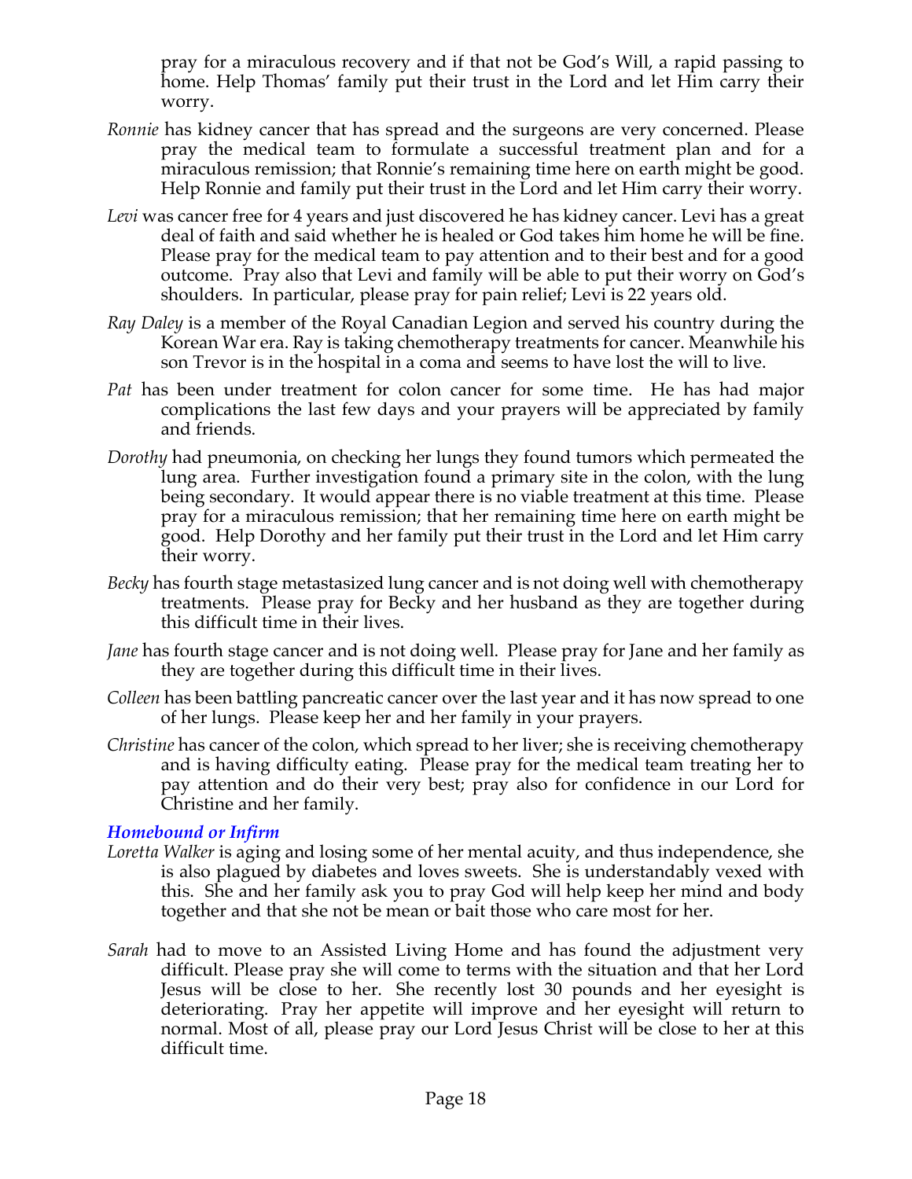pray for a miraculous recovery and if that not be God's Will, a rapid passing to home. Help Thomas' family put their trust in the Lord and let Him carry their worry.

*Ronnie* has kidney cancer that has spread and the surgeons are very concerned. Please pray the medical team to formulate a successful treatment plan and for a miraculous remission; that Ronnie's remaining time here on earth might be good. Help Ronnie and family put their trust in the Lord and let Him carry their worry.

*Levi* was cancer free for 4 years and just discovered he has kidney cancer. Levi has a great deal of faith and said whether he is healed or God takes him home he will be fine. Please pray for the medical team to pay attention and to their best and for a good outcome. Pray also that Levi and family will be able to put their worry on God's shoulders. In particular, please pray for pain relief; Levi is 22 years old.

*Ray Daley* is a member of the Royal Canadian Legion and served his country during the Korean War era. Ray is taking chemotherapy treatments for cancer. Meanwhile his son Trevor is in the hospital in a coma and seems to have lost the will to live.

*Pat* has been under treatment for colon cancer for some time. He has had major complications the last few days and your prayers will be appreciated by family and friends.

*Dorothy* had pneumonia, on checking her lungs they found tumors which permeated the lung area. Further investigation found a primary site in the colon, with the lung being secondary. It would appear there is no viable treatment at this time. Please pray for a miraculous remission; that her remaining time here on earth might be good. Help Dorothy and her family put their trust in the Lord and let Him carry their worry.

*Becky* has fourth stage metastasized lung cancer and is not doing well with chemotherapy treatments. Please pray for Becky and her husband as they are together during this difficult time in their lives.

*Jane* has fourth stage cancer and is not doing well. Please pray for Jane and her family as they are together during this difficult time in their lives.

*Colleen* has been battling pancreatic cancer over the last year and it has now spread to one of her lungs. Please keep her and her family in your prayers.

*Christine* has cancer of the colon, which spread to her liver; she is receiving chemotherapy and is having difficulty eating. Please pray for the medical team treating her to pay attention and do their very best; pray also for confidence in our Lord for Christine and her family.

### *Homebound or Infirm*

*Loretta Walker* is aging and losing some of her mental acuity, and thus independence, she is also plagued by diabetes and loves sweets. She is understandably vexed with this. She and her family ask you to pray God will help keep her mind and body together and that she not be mean or bait those who care most for her.

*Sarah* had to move to an Assisted Living Home and has found the adjustment very difficult. Please pray she will come to terms with the situation and that her Lord Jesus will be close to her. She recently lost 30 pounds and her eyesight is deteriorating. Pray her appetite will improve and her eyesight will return to normal. Most of all, please pray our Lord Jesus Christ will be close to her at this difficult time.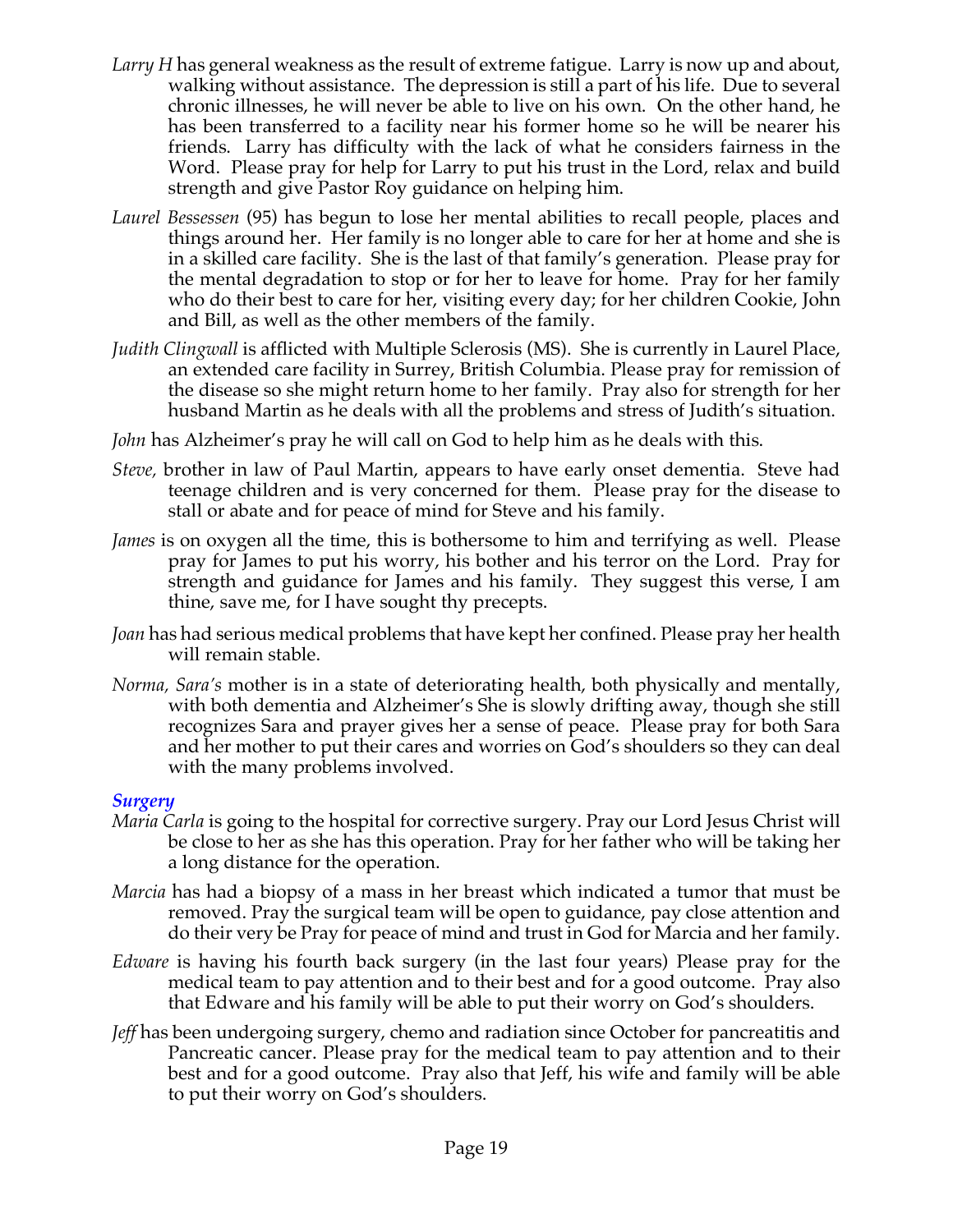*Larry H* has general weakness as the result of extreme fatigue. Larry is now up and about, walking without assistance. The depression is still a part of his life. Due to several chronic illnesses, he will never be able to live on his own. On the other hand, he has been transferred to a facility near his former home so he will be nearer his friends. Larry has difficulty with the lack of what he considers fairness in the Word. Please pray for help for Larry to put his trust in the Lord, relax and build strength and give Pastor Roy guidance on helping him.

*Laurel Bessessen* (95) has begun to lose her mental abilities to recall people, places and things around her. Her family is no longer able to care for her at home and she is in a skilled care facility. She is the last of that family's generation. Please pray for the mental degradation to stop or for her to leave for home. Pray for her family who do their best to care for her, visiting every day; for her children Cookie, John and Bill, as well as the other members of the family.

*Judith Clingwall* is afflicted with Multiple Sclerosis (MS). She is currently in Laurel Place, an extended care facility in Surrey, British Columbia. Please pray for remission of the disease so she might return home to her family. Pray also for strength for her husband Martin as he deals with all the problems and stress of Judith's situation.

*John* has Alzheimer's pray he will call on God to help him as he deals with this.

*Steve,* brother in law of Paul Martin, appears to have early onset dementia. Steve had teenage children and is very concerned for them. Please pray for the disease to stall or abate and for peace of mind for Steve and his family.

*James* is on oxygen all the time, this is bothersome to him and terrifying as well. Please pray for James to put his worry, his bother and his terror on the Lord. Pray for strength and guidance for James and his family. They suggest this verse, I am thine, save me, for I have sought thy precepts.

*Joan* has had serious medical problems that have kept her confined. Please pray her health will remain stable.

*Norma, Sara's* mother is in a state of deteriorating health, both physically and mentally, with both dementia and Alzheimer's She is slowly drifting away, though she still recognizes Sara and prayer gives her a sense of peace. Please pray for both Sara and her mother to put their cares and worries on God's shoulders so they can deal with the many problems involved.

### *Surgery*

*Maria Carla* is going to the hospital for corrective surgery. Pray our Lord Jesus Christ will be close to her as she has this operation. Pray for her father who will be taking her a long distance for the operation.

*Marcia* has had a biopsy of a mass in her breast which indicated a tumor that must be removed. Pray the surgical team will be open to guidance, pay close attention and do their very be Pray for peace of mind and trust in God for Marcia and her family.

*Edware* is having his fourth back surgery (in the last four years) Please pray for the medical team to pay attention and to their best and for a good outcome. Pray also that Edware and his family will be able to put their worry on God's shoulders.

*Jeff* has been undergoing surgery, chemo and radiation since October for pancreatitis and Pancreatic cancer. Please pray for the medical team to pay attention and to their best and for a good outcome. Pray also that Jeff, his wife and family will be able to put their worry on God's shoulders.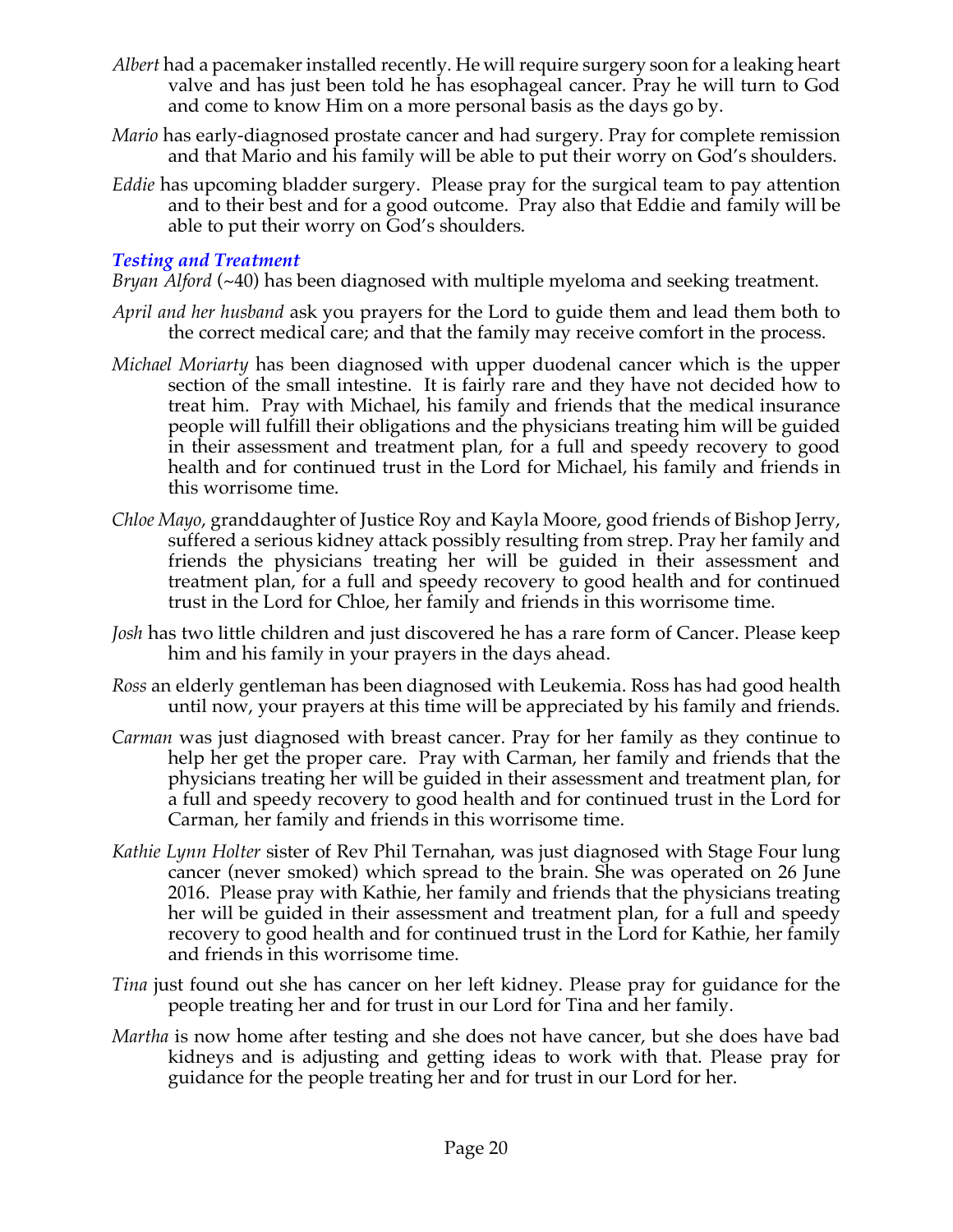*Albert* had a pacemaker installed recently. He will require surgery soon for a leaking heart valve and has just been told he has esophageal cancer. Pray he will turn to God and come to know Him on a more personal basis as the days go by.

*Mario* has early-diagnosed prostate cancer and had surgery. Pray for complete remission and that Mario and his family will be able to put their worry on God's shoulders.

*Eddie* has upcoming bladder surgery. Please pray for the surgical team to pay attention and to their best and for a good outcome. Pray also that Eddie and family will be able to put their worry on God's shoulders.

### *Testing and Treatment*

*Bryan Alford* (~40) has been diagnosed with multiple myeloma and seeking treatment.

*April and her husband* ask you prayers for the Lord to guide them and lead them both to the correct medical care; and that the family may receive comfort in the process.

*Michael Moriarty* has been diagnosed with upper duodenal cancer which is the upper section of the small intestine. It is fairly rare and they have not decided how to treat him. Pray with Michael, his family and friends that the medical insurance people will fulfill their obligations and the physicians treating him will be guided in their assessment and treatment plan, for a full and speedy recovery to good health and for continued trust in the Lord for Michael, his family and friends in this worrisome time.

*Chloe Mayo*, granddaughter of Justice Roy and Kayla Moore, good friends of Bishop Jerry, suffered a serious kidney attack possibly resulting from strep. Pray her family and friends the physicians treating her will be guided in their assessment and treatment plan, for a full and speedy recovery to good health and for continued trust in the Lord for Chloe, her family and friends in this worrisome time.

*Josh* has two little children and just discovered he has a rare form of Cancer. Please keep him and his family in your prayers in the days ahead.

*Ross* an elderly gentleman has been diagnosed with Leukemia. Ross has had good health until now, your prayers at this time will be appreciated by his family and friends.

*Carman* was just diagnosed with breast cancer. Pray for her family as they continue to help her get the proper care. Pray with Carman, her family and friends that the physicians treating her will be guided in their assessment and treatment plan, for a full and speedy recovery to good health and for continued trust in the Lord for Carman, her family and friends in this worrisome time.

*Kathie Lynn Holter* sister of Rev Phil Ternahan, was just diagnosed with Stage Four lung cancer (never smoked) which spread to the brain. She was operated on 26 June 2016. Please pray with Kathie, her family and friends that the physicians treating her will be guided in their assessment and treatment plan, for a full and speedy recovery to good health and for continued trust in the Lord for Kathie, her family and friends in this worrisome time.

*Tina* just found out she has cancer on her left kidney. Please pray for guidance for the people treating her and for trust in our Lord for Tina and her family.

*Martha* is now home after testing and she does not have cancer, but she does have bad kidneys and is adjusting and getting ideas to work with that. Please pray for guidance for the people treating her and for trust in our Lord for her.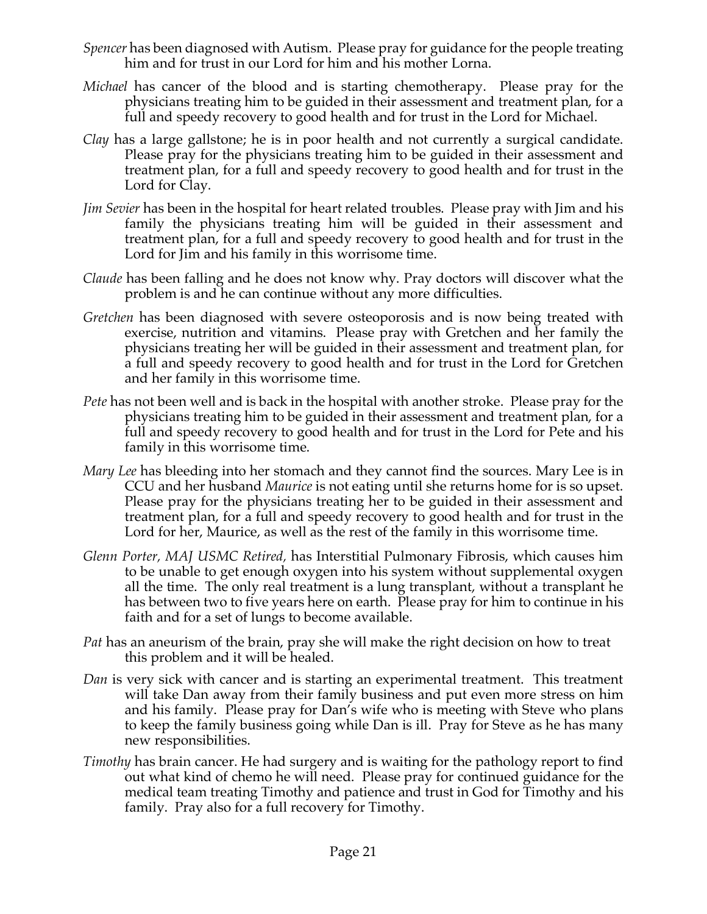*Spencer* has been diagnosed with Autism. Please pray for guidance for the people treating him and for trust in our Lord for him and his mother Lorna.

*Michael* has cancer of the blood and is starting chemotherapy. Please pray for the physicians treating him to be guided in their assessment and treatment plan, for a full and speedy recovery to good health and for trust in the Lord for Michael.

*Clay* has a large gallstone; he is in poor health and not currently a surgical candidate. Please pray for the physicians treating him to be guided in their assessment and treatment plan, for a full and speedy recovery to good health and for trust in the Lord for Clay.

*Jim Sevier* has been in the hospital for heart related troubles. Please pray with Jim and his family the physicians treating him will be guided in their assessment and treatment plan, for a full and speedy recovery to good health and for trust in the Lord for Jim and his family in this worrisome time.

*Claude* has been falling and he does not know why. Pray doctors will discover what the problem is and he can continue without any more difficulties.

*Gretchen* has been diagnosed with severe osteoporosis and is now being treated with exercise, nutrition and vitamins. Please pray with Gretchen and her family the physicians treating her will be guided in their assessment and treatment plan, for a full and speedy recovery to good health and for trust in the Lord for Gretchen and her family in this worrisome time.

*Pete* has not been well and is back in the hospital with another stroke. Please pray for the physicians treating him to be guided in their assessment and treatment plan, for a full and speedy recovery to good health and for trust in the Lord for Pete and his family in this worrisome time.

*Mary Lee* has bleeding into her stomach and they cannot find the sources. Mary Lee is in CCU and her husband *Maurice* is not eating until she returns home for is so upset. Please pray for the physicians treating her to be guided in their assessment and treatment plan, for a full and speedy recovery to good health and for trust in the Lord for her, Maurice, as well as the rest of the family in this worrisome time.

*Glenn Porter, MAJ USMC Retired,* has Interstitial Pulmonary Fibrosis, which causes him to be unable to get enough oxygen into his system without supplemental oxygen all the time. The only real treatment is a lung transplant, without a transplant he has between two to five years here on earth. Please pray for him to continue in his faith and for a set of lungs to become available.

*Pat* has an aneurism of the brain, pray she will make the right decision on how to treat this problem and it will be healed.

*Dan* is very sick with cancer and is starting an experimental treatment. This treatment will take Dan away from their family business and put even more stress on him and his family. Please pray for Dan's wife who is meeting with Steve who plans to keep the family business going while Dan is ill. Pray for Steve as he has many new responsibilities.

*Timothy* has brain cancer. He had surgery and is waiting for the pathology report to find out what kind of chemo he will need. Please pray for continued guidance for the medical team treating Timothy and patience and trust in God for Timothy and his family. Pray also for a full recovery for Timothy.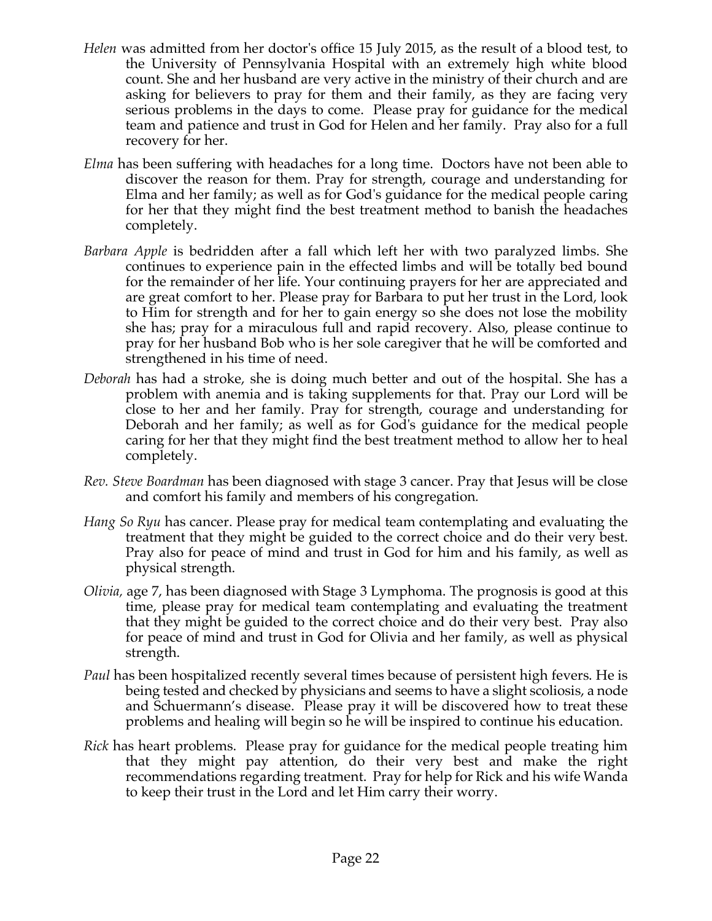*Helen* was admitted from her doctor's office 15 July 2015, as the result of a blood test, to the University of Pennsylvania Hospital with an extremely high white blood count. She and her husband are very active in the ministry of their church and are asking for believers to pray for them and their family, as they are facing very serious problems in the days to come. Please pray for guidance for the medical team and patience and trust in God for Helen and her family. Pray also for a full recovery for her.

*Elma* has been suffering with headaches for a long time. Doctors have not been able to discover the reason for them. Pray for strength, courage and understanding for Elma and her family; as well as for God's guidance for the medical people caring for her that they might find the best treatment method to banish the headaches completely.

*Barbara Apple* is bedridden after a fall which left her with two paralyzed limbs. She continues to experience pain in the effected limbs and will be totally bed bound for the remainder of her life. Your continuing prayers for her are appreciated and are great comfort to her. Please pray for Barbara to put her trust in the Lord, look to Him for strength and for her to gain energy so she does not lose the mobility she has; pray for a miraculous full and rapid recovery. Also, please continue to pray for her husband Bob who is her sole caregiver that he will be comforted and strengthened in his time of need.

*Deborah* has had a stroke, she is doing much better and out of the hospital. She has a problem with anemia and is taking supplements for that. Pray our Lord will be close to her and her family. Pray for strength, courage and understanding for Deborah and her family; as well as for God's guidance for the medical people caring for her that they might find the best treatment method to allow her to heal completely.

*Rev. Steve Boardman* has been diagnosed with stage 3 cancer. Pray that Jesus will be close and comfort his family and members of his congregation.

*Hang So Ryu* has cancer. Please pray for medical team contemplating and evaluating the treatment that they might be guided to the correct choice and do their very best. Pray also for peace of mind and trust in God for him and his family, as well as physical strength.

*Olivia,* age 7, has been diagnosed with Stage 3 Lymphoma. The prognosis is good at this time, please pray for medical team contemplating and evaluating the treatment that they might be guided to the correct choice and do their very best. Pray also for peace of mind and trust in God for Olivia and her family, as well as physical strength.

*Paul* has been hospitalized recently several times because of persistent high fevers. He is being tested and checked by physicians and seems to have a slight scoliosis, a node and Schuermann's disease. Please pray it will be discovered how to treat these problems and healing will begin so he will be inspired to continue his education.

*Rick* has heart problems. Please pray for guidance for the medical people treating him that they might pay attention, do their very best and make the right recommendations regarding treatment. Pray for help for Rick and his wife Wanda to keep their trust in the Lord and let Him carry their worry.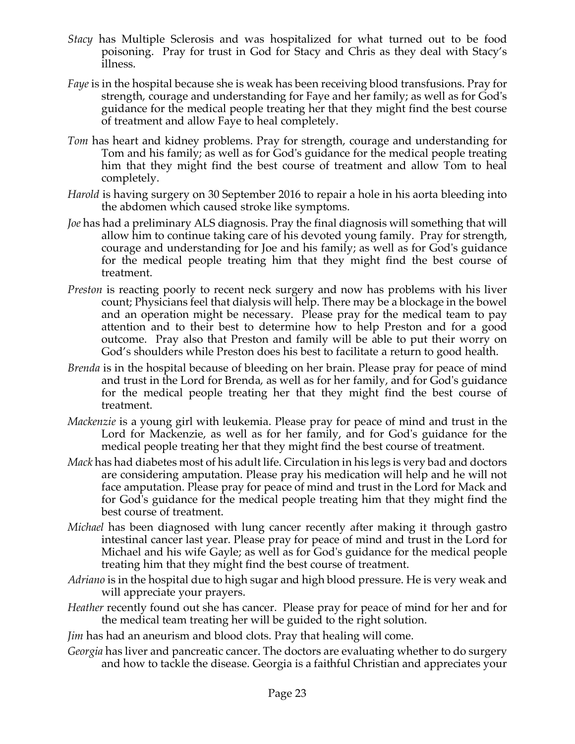*Stacy* has Multiple Sclerosis and was hospitalized for what turned out to be food poisoning. Pray for trust in God for Stacy and Chris as they deal with Stacy's illness.

*Faye* is in the hospital because she is weak has been receiving blood transfusions. Pray for strength, courage and understanding for Faye and her family; as well as for God's guidance for the medical people treating her that they might find the best course of treatment and allow Faye to heal completely.

*Tom* has heart and kidney problems. Pray for strength, courage and understanding for Tom and his family; as well as for God's guidance for the medical people treating him that they might find the best course of treatment and allow Tom to heal completely.

*Harold* is having surgery on 30 September 2016 to repair a hole in his aorta bleeding into the abdomen which caused stroke like symptoms.

*Joe* has had a preliminary ALS diagnosis. Pray the final diagnosis will something that will allow him to continue taking care of his devoted young family. Pray for strength, courage and understanding for Joe and his family; as well as for God's guidance for the medical people treating him that they might find the best course of treatment.

*Preston* is reacting poorly to recent neck surgery and now has problems with his liver count; Physicians feel that dialysis will help. There may be a blockage in the bowel and an operation might be necessary. Please pray for the medical team to pay attention and to their best to determine how to help Preston and for a good outcome. Pray also that Preston and family will be able to put their worry on God's shoulders while Preston does his best to facilitate a return to good health.

*Brenda* is in the hospital because of bleeding on her brain. Please pray for peace of mind and trust in the Lord for Brenda, as well as for her family, and for God's guidance for the medical people treating her that they might find the best course of treatment.

*Mackenzie* is a young girl with leukemia. Please pray for peace of mind and trust in the Lord for Mackenzie, as well as for her family, and for God's guidance for the medical people treating her that they might find the best course of treatment.

*Mack* has had diabetes most of his adult life. Circulation in his legs is very bad and doctors are considering amputation. Please pray his medication will help and he will not face amputation. Please pray for peace of mind and trust in the Lord for Mack and for God's guidance for the medical people treating him that they might find the best course of treatment.

*Michael* has been diagnosed with lung cancer recently after making it through gastro intestinal cancer last year. Please pray for peace of mind and trust in the Lord for Michael and his wife Gayle; as well as for God's guidance for the medical people treating him that they might find the best course of treatment.

*Adriano* is in the hospital due to high sugar and high blood pressure. He is very weak and will appreciate your prayers.

*Heather* recently found out she has cancer. Please pray for peace of mind for her and for the medical team treating her will be guided to the right solution.

*Jim* has had an aneurism and blood clots. Pray that healing will come.

*Georgia* has liver and pancreatic cancer. The doctors are evaluating whether to do surgery and how to tackle the disease. Georgia is a faithful Christian and appreciates your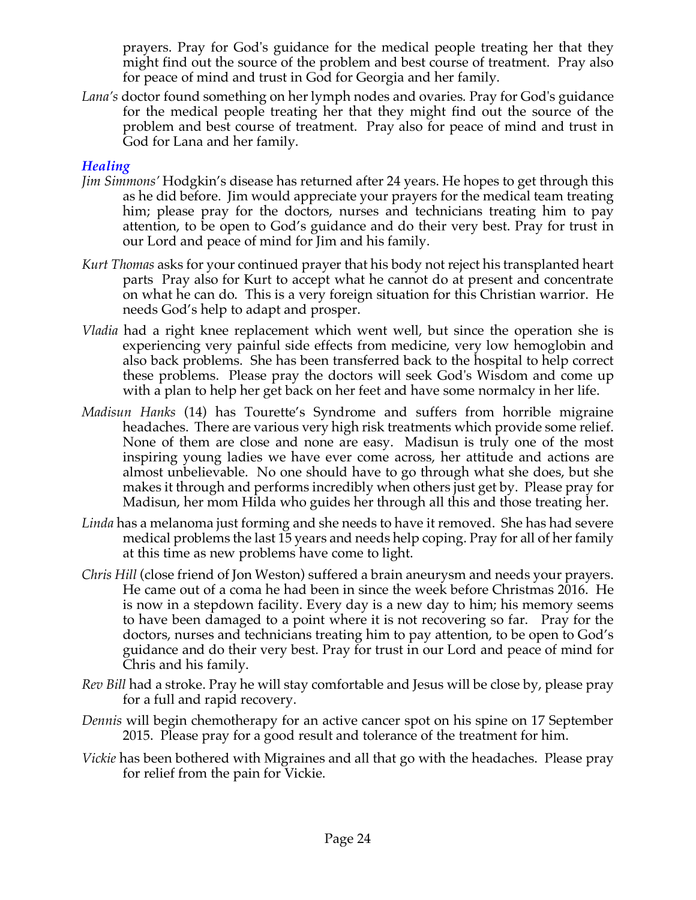prayers. Pray for God's guidance for the medical people treating her that they might find out the source of the problem and best course of treatment. Pray also for peace of mind and trust in God for Georgia and her family.

*Lana's* doctor found something on her lymph nodes and ovaries. Pray for God's guidance for the medical people treating her that they might find out the source of the problem and best course of treatment. Pray also for peace of mind and trust in God for Lana and her family.

### *Healing*

*Jim Simmons'* Hodgkin's disease has returned after 24 years. He hopes to get through this as he did before. Jim would appreciate your prayers for the medical team treating him; please pray for the doctors, nurses and technicians treating him to pay attention, to be open to God's guidance and do their very best. Pray for trust in our Lord and peace of mind for Jim and his family.

*Kurt Thomas* asks for your continued prayer that his body not reject his transplanted heart parts Pray also for Kurt to accept what he cannot do at present and concentrate on what he can do. This is a very foreign situation for this Christian warrior. He needs God's help to adapt and prosper.

*Vladia* had a right knee replacement which went well, but since the operation she is experiencing very painful side effects from medicine, very low hemoglobin and also back problems. She has been transferred back to the hospital to help correct these problems. Please pray the doctors will seek God's Wisdom and come up with a plan to help her get back on her feet and have some normalcy in her life.

*Madisun Hanks* (14) has Tourette's Syndrome and suffers from horrible migraine headaches. There are various very high risk treatments which provide some relief. None of them are close and none are easy. Madisun is truly one of the most inspiring young ladies we have ever come across, her attitude and actions are almost unbelievable. No one should have to go through what she does, but she makes it through and performs incredibly when others just get by. Please pray for Madisun, her mom Hilda who guides her through all this and those treating her.

*Linda* has a melanoma just forming and she needs to have it removed. She has had severe medical problems the last 15 years and needs help coping. Pray for all of her family at this time as new problems have come to light.

*Chris Hill* (close friend of Jon Weston) suffered a brain aneurysm and needs your prayers. He came out of a coma he had been in since the week before Christmas 2016. He is now in a stepdown facility. Every day is a new day to him; his memory seems to have been damaged to a point where it is not recovering so far. Pray for the doctors, nurses and technicians treating him to pay attention, to be open to God's guidance and do their very best. Pray for trust in our Lord and peace of mind for Chris and his family.

*Rev Bill* had a stroke. Pray he will stay comfortable and Jesus will be close by, please pray for a full and rapid recovery.

*Dennis* will begin chemotherapy for an active cancer spot on his spine on 17 September 2015. Please pray for a good result and tolerance of the treatment for him.

*Vickie* has been bothered with Migraines and all that go with the headaches. Please pray for relief from the pain for Vickie.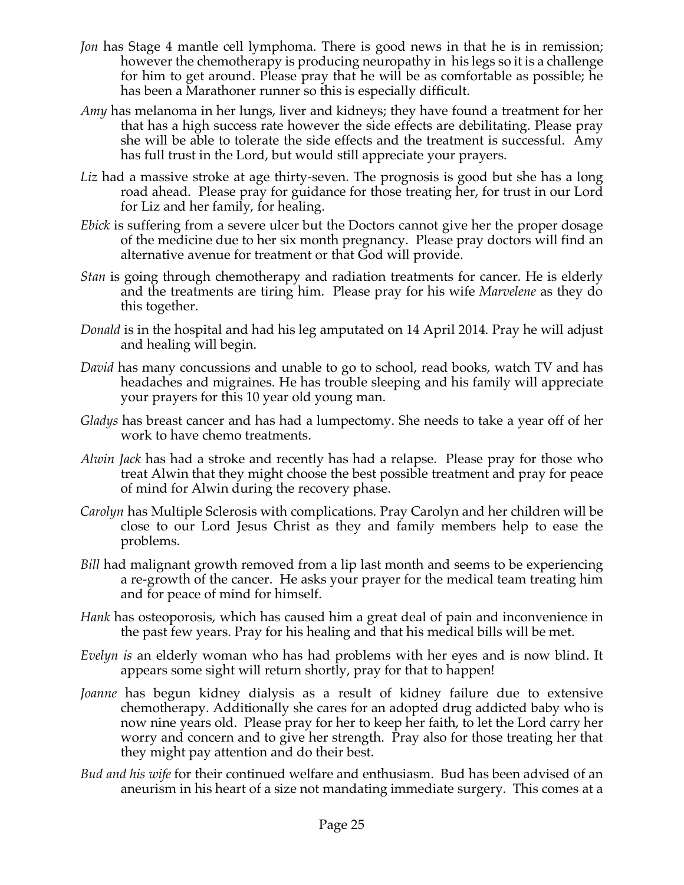*Jon* has Stage 4 mantle cell lymphoma. There is good news in that he is in remission; however the chemotherapy is producing neuropathy in his legs so it is a challenge for him to get around. Please pray that he will be as comfortable as possible; he has been a Marathoner runner so this is especially difficult.

*Amy* has melanoma in her lungs, liver and kidneys; they have found a treatment for her that has a high success rate however the side effects are debilitating. Please pray she will be able to tolerate the side effects and the treatment is successful. Amy has full trust in the Lord, but would still appreciate your prayers.

*Liz* had a massive stroke at age thirty-seven. The prognosis is good but she has a long road ahead. Please pray for guidance for those treating her, for trust in our Lord for Liz and her family, for healing.

*Ebick* is suffering from a severe ulcer but the Doctors cannot give her the proper dosage of the medicine due to her six month pregnancy. Please pray doctors will find an alternative avenue for treatment or that God will provide.

*Stan* is going through chemotherapy and radiation treatments for cancer. He is elderly and the treatments are tiring him. Please pray for his wife *Marvelene* as they do this together.

*Donald* is in the hospital and had his leg amputated on 14 April 2014. Pray he will adjust and healing will begin.

*David* has many concussions and unable to go to school, read books, watch TV and has headaches and migraines. He has trouble sleeping and his family will appreciate your prayers for this 10 year old young man.

*Gladys* has breast cancer and has had a lumpectomy. She needs to take a year off of her work to have chemo treatments.

*Alwin Jack* has had a stroke and recently has had a relapse. Please pray for those who treat Alwin that they might choose the best possible treatment and pray for peace of mind for Alwin during the recovery phase.

*Carolyn* has Multiple Sclerosis with complications. Pray Carolyn and her children will be close to our Lord Jesus Christ as they and family members help to ease the problems.

*Bill* had malignant growth removed from a lip last month and seems to be experiencing a re-growth of the cancer. He asks your prayer for the medical team treating him and for peace of mind for himself.

*Hank* has osteoporosis, which has caused him a great deal of pain and inconvenience in the past few years. Pray for his healing and that his medical bills will be met.

*Evelyn is* an elderly woman who has had problems with her eyes and is now blind. It appears some sight will return shortly, pray for that to happen!

*Joanne* has begun kidney dialysis as a result of kidney failure due to extensive chemotherapy. Additionally she cares for an adopted drug addicted baby who is now nine years old. Please pray for her to keep her faith, to let the Lord carry her worry and concern and to give her strength. Pray also for those treating her that they might pay attention and do their best.

*Bud and his wife* for their continued welfare and enthusiasm. Bud has been advised of an aneurism in his heart of a size not mandating immediate surgery. This comes at a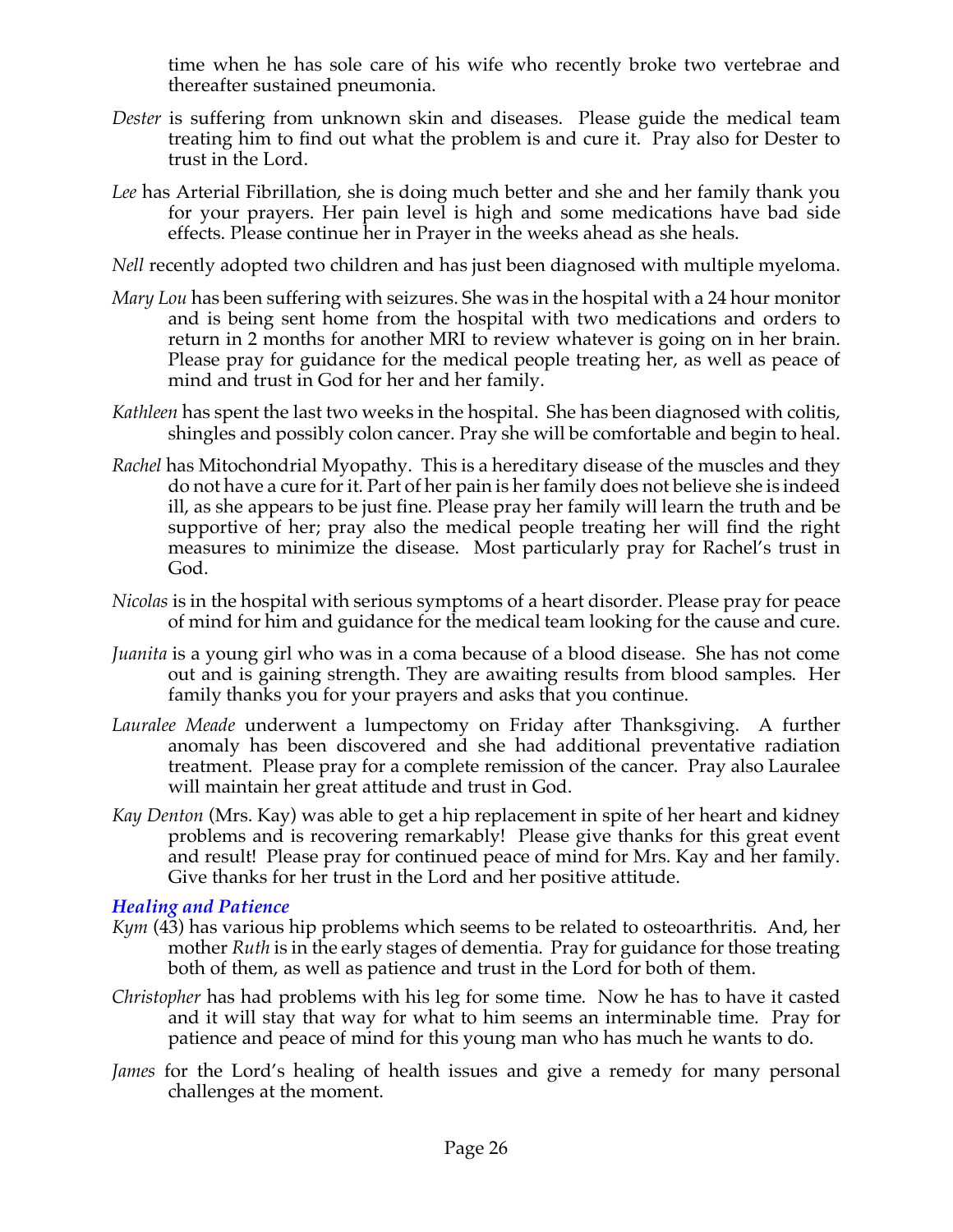time when he has sole care of his wife who recently broke two vertebrae and thereafter sustained pneumonia.

*Dester* is suffering from unknown skin and diseases. Please guide the medical team treating him to find out what the problem is and cure it. Pray also for Dester to trust in the Lord.

*Lee* has Arterial Fibrillation, she is doing much better and she and her family thank you for your prayers. Her pain level is high and some medications have bad side effects. Please continue her in Prayer in the weeks ahead as she heals.

*Nell* recently adopted two children and has just been diagnosed with multiple myeloma.

*Mary Lou* has been suffering with seizures. She was in the hospital with a 24 hour monitor and is being sent home from the hospital with two medications and orders to return in 2 months for another MRI to review whatever is going on in her brain. Please pray for guidance for the medical people treating her, as well as peace of mind and trust in God for her and her family.

*Kathleen* has spent the last two weeks in the hospital. She has been diagnosed with colitis, shingles and possibly colon cancer. Pray she will be comfortable and begin to heal.

*Rachel* has Mitochondrial Myopathy. This is a hereditary disease of the muscles and they do not have a cure for it. Part of her pain is her family does not believe she is indeed ill, as she appears to be just fine. Please pray her family will learn the truth and be supportive of her; pray also the medical people treating her will find the right measures to minimize the disease. Most particularly pray for Rachel's trust in God.

*Nicolas* is in the hospital with serious symptoms of a heart disorder. Please pray for peace of mind for him and guidance for the medical team looking for the cause and cure.

*Juanita* is a young girl who was in a coma because of a blood disease. She has not come out and is gaining strength. They are awaiting results from blood samples. Her family thanks you for your prayers and asks that you continue.

*Lauralee Meade* underwent a lumpectomy on Friday after Thanksgiving. A further anomaly has been discovered and she had additional preventative radiation treatment. Please pray for a complete remission of the cancer. Pray also Lauralee will maintain her great attitude and trust in God.

*Kay Denton* (Mrs. Kay) was able to get a hip replacement in spite of her heart and kidney problems and is recovering remarkably! Please give thanks for this great event and result! Please pray for continued peace of mind for Mrs. Kay and her family. Give thanks for her trust in the Lord and her positive attitude.

### *Healing and Patience*

*Kym* (43) has various hip problems which seems to be related to osteoarthritis. And, her mother *Ruth* is in the early stages of dementia. Pray for guidance for those treating both of them, as well as patience and trust in the Lord for both of them.

*Christopher* has had problems with his leg for some time. Now he has to have it casted and it will stay that way for what to him seems an interminable time. Pray for patience and peace of mind for this young man who has much he wants to do.

*James* for the Lord's healing of health issues and give a remedy for many personal challenges at the moment.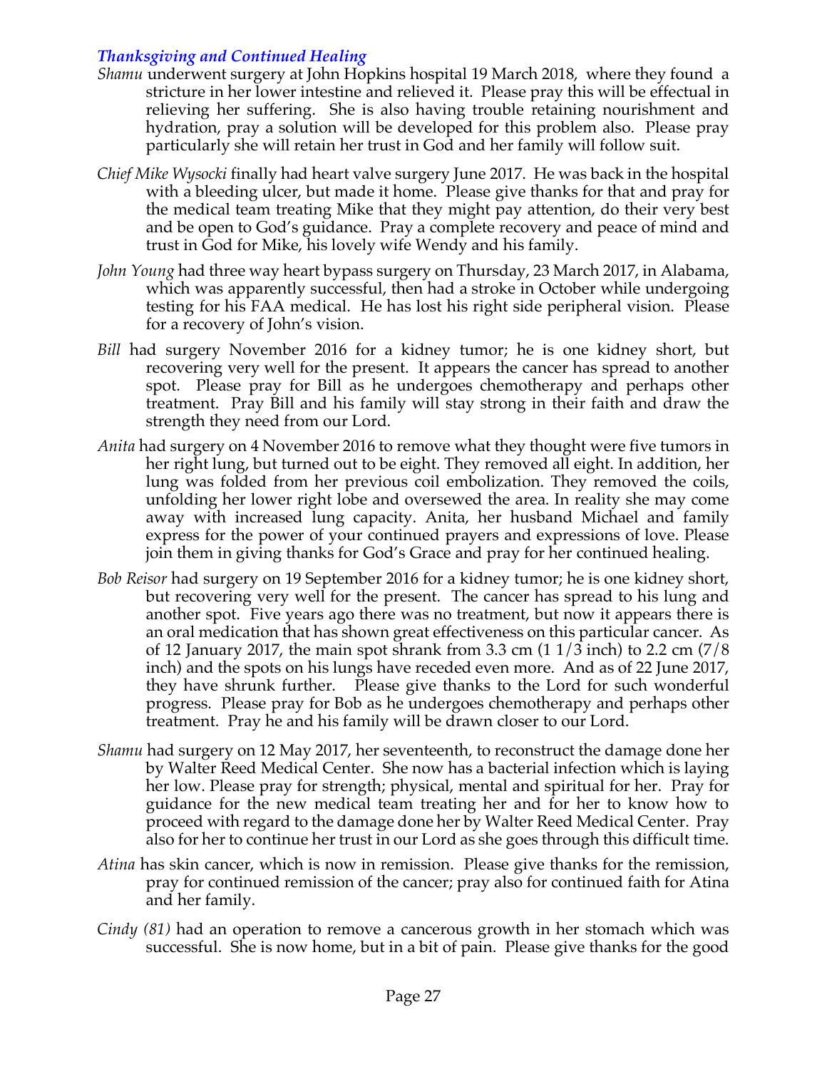### *Thanksgiving and Continued Healing*

*Shamu* underwent surgery at John Hopkins hospital 19 March 2018, where they found a stricture in her lower intestine and relieved it. Please pray this will be effectual in relieving her suffering. She is also having trouble retaining nourishment and hydration, pray a solution will be developed for this problem also. Please pray particularly she will retain her trust in God and her family will follow suit.

*Chief Mike Wysocki* finally had heart valve surgery June 2017. He was back in the hospital with a bleeding ulcer, but made it home. Please give thanks for that and pray for the medical team treating Mike that they might pay attention, do their very best and be open to God's guidance. Pray a complete recovery and peace of mind and trust in God for Mike, his lovely wife Wendy and his family.

*John Young* had three way heart bypass surgery on Thursday, 23 March 2017, in Alabama, which was apparently successful, then had a stroke in October while undergoing testing for his FAA medical. He has lost his right side peripheral vision. Please for a recovery of John's vision.

*Bill* had surgery November 2016 for a kidney tumor; he is one kidney short, but recovering very well for the present. It appears the cancer has spread to another spot. Please pray for Bill as he undergoes chemotherapy and perhaps other treatment. Pray Bill and his family will stay strong in their faith and draw the strength they need from our Lord.

*Anita* had surgery on 4 November 2016 to remove what they thought were five tumors in her right lung, but turned out to be eight. They removed all eight. In addition, her lung was folded from her previous coil embolization. They removed the coils, unfolding her lower right lobe and oversewed the area. In reality she may come away with increased lung capacity. Anita, her husband Michael and family express for the power of your continued prayers and expressions of love. Please join them in giving thanks for God's Grace and pray for her continued healing.

*Bob Reisor* had surgery on 19 September 2016 for a kidney tumor; he is one kidney short, but recovering very well for the present. The cancer has spread to his lung and another spot. Five years ago there was no treatment, but now it appears there is an oral medication that has shown great effectiveness on this particular cancer. As of 12 January 2017, the main spot shrank from 3.3 cm (1 1/3 inch) to 2.2 cm (7/8 inch) and the spots on his lungs have receded even more. And as of 22 June 2017, they have shrunk further. Please give thanks to the Lord for such wonderful progress. Please pray for Bob as he undergoes chemotherapy and perhaps other treatment. Pray he and his family will be drawn closer to our Lord.

*Shamu* had surgery on 12 May 2017, her seventeenth, to reconstruct the damage done her by Walter Reed Medical Center. She now has a bacterial infection which is laying her low. Please pray for strength; physical, mental and spiritual for her. Pray for guidance for the new medical team treating her and for her to know how to proceed with regard to the damage done her by Walter Reed Medical Center. Pray also for her to continue her trust in our Lord as she goes through this difficult time.

*Atina* has skin cancer, which is now in remission. Please give thanks for the remission, pray for continued remission of the cancer; pray also for continued faith for Atina and her family.

*Cindy (81)* had an operation to remove a cancerous growth in her stomach which was successful. She is now home, but in a bit of pain. Please give thanks for the good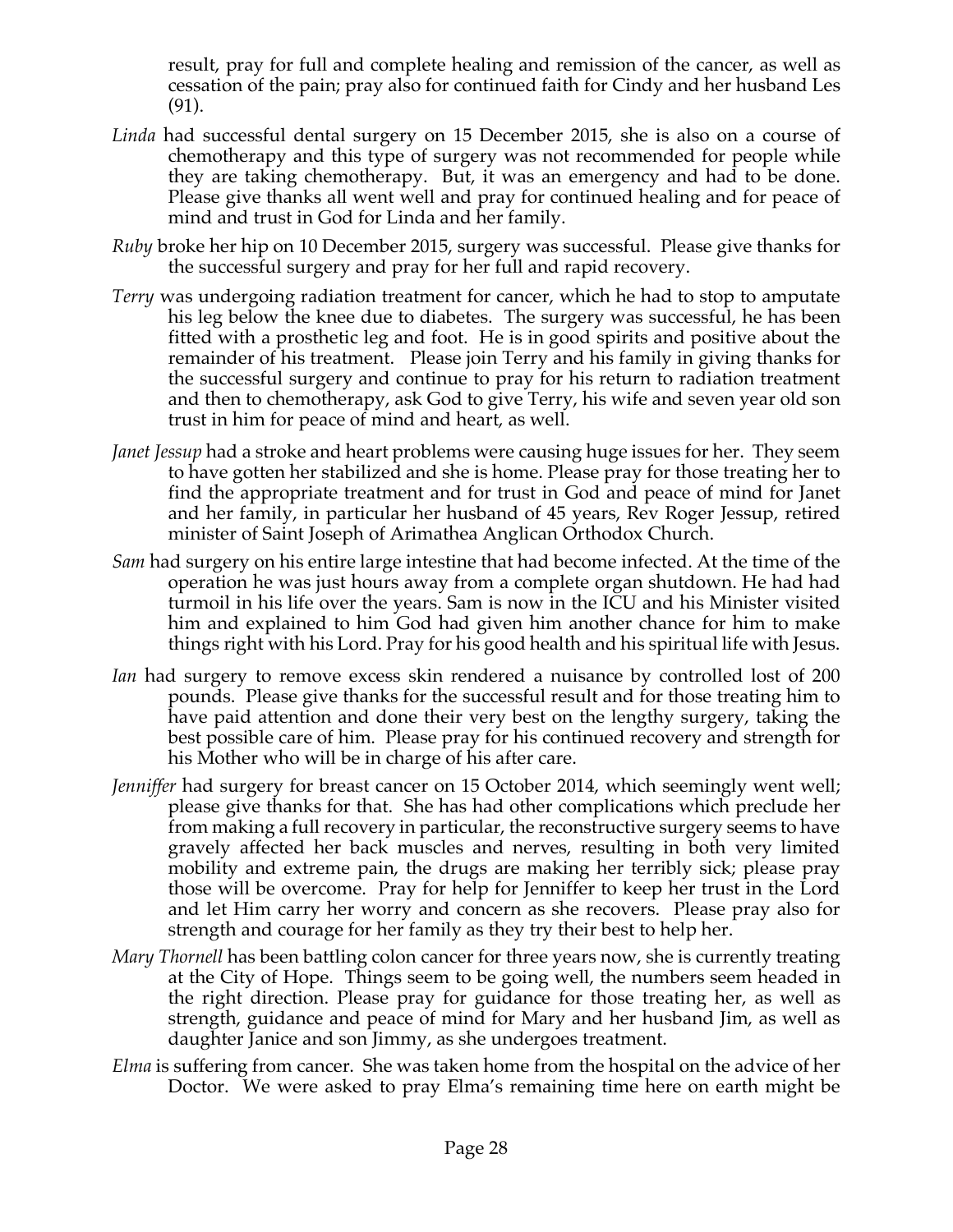result, pray for full and complete healing and remission of the cancer, as well as cessation of the pain; pray also for continued faith for Cindy and her husband Les (91).

*Linda* had successful dental surgery on 15 December 2015, she is also on a course of chemotherapy and this type of surgery was not recommended for people while they are taking chemotherapy. But, it was an emergency and had to be done. Please give thanks all went well and pray for continued healing and for peace of mind and trust in God for Linda and her family.

*Ruby* broke her hip on 10 December 2015, surgery was successful. Please give thanks for the successful surgery and pray for her full and rapid recovery.

*Terry* was undergoing radiation treatment for cancer, which he had to stop to amputate his leg below the knee due to diabetes. The surgery was successful, he has been fitted with a prosthetic leg and foot. He is in good spirits and positive about the remainder of his treatment. Please join Terry and his family in giving thanks for the successful surgery and continue to pray for his return to radiation treatment and then to chemotherapy, ask God to give Terry, his wife and seven year old son trust in him for peace of mind and heart, as well.

*Janet Jessup* had a stroke and heart problems were causing huge issues for her. They seem to have gotten her stabilized and she is home. Please pray for those treating her to find the appropriate treatment and for trust in God and peace of mind for Janet and her family, in particular her husband of 45 years, Rev Roger Jessup, retired minister of Saint Joseph of Arimathea Anglican Orthodox Church.

*Sam* had surgery on his entire large intestine that had become infected. At the time of the operation he was just hours away from a complete organ shutdown. He had had turmoil in his life over the years. Sam is now in the ICU and his Minister visited him and explained to him God had given him another chance for him to make things right with his Lord. Pray for his good health and his spiritual life with Jesus.

*Ian* had surgery to remove excess skin rendered a nuisance by controlled lost of 200 pounds. Please give thanks for the successful result and for those treating him to have paid attention and done their very best on the lengthy surgery, taking the best possible care of him. Please pray for his continued recovery and strength for his Mother who will be in charge of his after care.

*Jenniffer* had surgery for breast cancer on 15 October 2014, which seemingly went well; please give thanks for that. She has had other complications which preclude her from making a full recovery in particular, the reconstructive surgery seems to have gravely affected her back muscles and nerves, resulting in both very limited mobility and extreme pain, the drugs are making her terribly sick; please pray those will be overcome. Pray for help for Jenniffer to keep her trust in the Lord and let Him carry her worry and concern as she recovers. Please pray also for strength and courage for her family as they try their best to help her.

*Mary Thornell* has been battling colon cancer for three years now, she is currently treating at the City of Hope. Things seem to be going well, the numbers seem headed in the right direction. Please pray for guidance for those treating her, as well as strength, guidance and peace of mind for Mary and her husband Jim, as well as daughter Janice and son Jimmy, as she undergoes treatment.

*Elma* is suffering from cancer. She was taken home from the hospital on the advice of her Doctor. We were asked to pray Elma's remaining time here on earth might be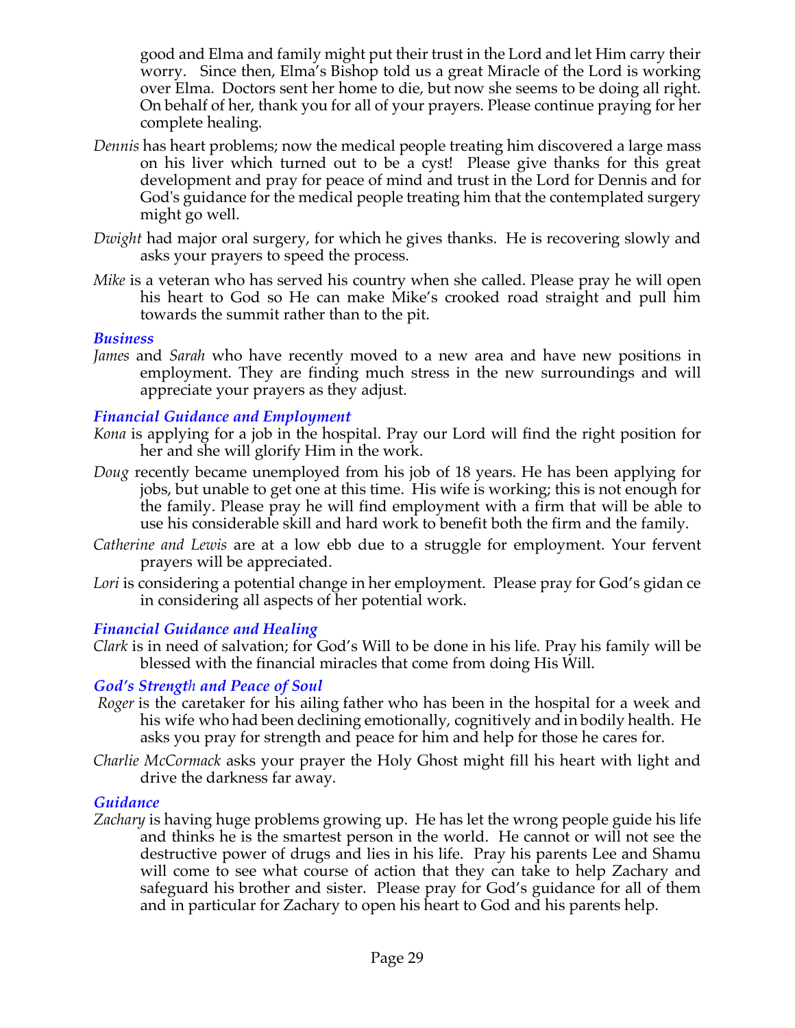good and Elma and family might put their trust in the Lord and let Him carry their worry. Since then, Elma's Bishop told us a great Miracle of the Lord is working over Elma. Doctors sent her home to die, but now she seems to be doing all right. On behalf of her, thank you for all of your prayers. Please continue praying for her complete healing.

*Dennis* has heart problems; now the medical people treating him discovered a large mass on his liver which turned out to be a cyst! Please give thanks for this great development and pray for peace of mind and trust in the Lord for Dennis and for God's guidance for the medical people treating him that the contemplated surgery might go well.

*Dwight* had major oral surgery, for which he gives thanks. He is recovering slowly and asks your prayers to speed the process.

*Mike* is a veteran who has served his country when she called. Please pray he will open his heart to God so He can make Mike's crooked road straight and pull him towards the summit rather than to the pit.

### *Business*

*James* and *Sarah* who have recently moved to a new area and have new positions in employment. They are finding much stress in the new surroundings and will appreciate your prayers as they adjust.

### *Financial Guidance and Employment*

*Kona* is applying for a job in the hospital. Pray our Lord will find the right position for her and she will glorify Him in the work.

*Doug* recently became unemployed from his job of 18 years. He has been applying for jobs, but unable to get one at this time. His wife is working; this is not enough for the family. Please pray he will find employment with a firm that will be able to use his considerable skill and hard work to benefit both the firm and the family.

*Catherine and Lewis* are at a low ebb due to a struggle for employment. Your fervent prayers will be appreciated.

*Lori* is considering a potential change in her employment. Please pray for God's gidan ce in considering all aspects of her potential work.

### *Financial Guidance and Healing*

*Clark* is in need of salvation; for God's Will to be done in his life. Pray his family will be blessed with the financial miracles that come from doing His Will.

### *God's Strength and Peace of Soul*

*Roger* is the caretaker for his ailing father who has been in the hospital for a week and his wife who had been declining emotionally, cognitively and in bodily health. He asks you pray for strength and peace for him and help for those he cares for.

*Charlie McCormack* asks your prayer the Holy Ghost might fill his heart with light and drive the darkness far away.

### *Guidance*

*Zachary* is having huge problems growing up. He has let the wrong people guide his life and thinks he is the smartest person in the world. He cannot or will not see the destructive power of drugs and lies in his life. Pray his parents Lee and Shamu will come to see what course of action that they can take to help Zachary and safeguard his brother and sister. Please pray for God's guidance for all of them and in particular for Zachary to open his heart to God and his parents help.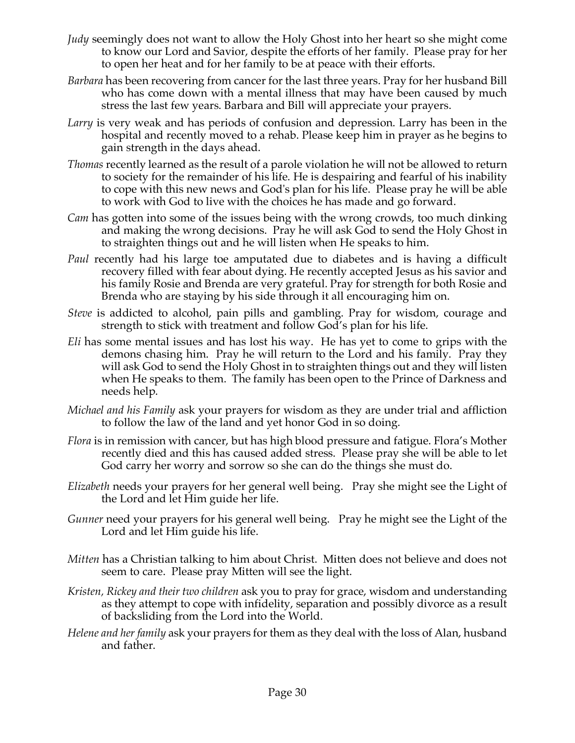*Judy* seemingly does not want to allow the Holy Ghost into her heart so she might come to know our Lord and Savior, despite the efforts of her family. Please pray for her to open her heat and for her family to be at peace with their efforts.

*Barbara* has been recovering from cancer for the last three years. Pray for her husband Bill who has come down with a mental illness that may have been caused by much stress the last few years. Barbara and Bill will appreciate your prayers.

*Larry* is very weak and has periods of confusion and depression. Larry has been in the hospital and recently moved to a rehab. Please keep him in prayer as he begins to gain strength in the days ahead.

*Thomas* recently learned as the result of a parole violation he will not be allowed to return to society for the remainder of his life. He is despairing and fearful of his inability to cope with this new news and God's plan for his life. Please pray he will be able to work with God to live with the choices he has made and go forward.

*Cam* has gotten into some of the issues being with the wrong crowds, too much dinking and making the wrong decisions. Pray he will ask God to send the Holy Ghost in to straighten things out and he will listen when He speaks to him.

*Paul* recently had his large toe amputated due to diabetes and is having a difficult recovery filled with fear about dying. He recently accepted Jesus as his savior and his family Rosie and Brenda are very grateful. Pray for strength for both Rosie and Brenda who are staying by his side through it all encouraging him on.

*Steve* is addicted to alcohol, pain pills and gambling. Pray for wisdom, courage and strength to stick with treatment and follow God's plan for his life.

*Eli* has some mental issues and has lost his way. He has yet to come to grips with the demons chasing him. Pray he will return to the Lord and his family. Pray they will ask God to send the Holy Ghost in to straighten things out and they will listen when He speaks to them. The family has been open to the Prince of Darkness and needs help.

*Michael and his Family* ask your prayers for wisdom as they are under trial and affliction to follow the law of the land and yet honor God in so doing.

*Flora* is in remission with cancer, but has high blood pressure and fatigue. Flora's Mother recently died and this has caused added stress. Please pray she will be able to let God carry her worry and sorrow so she can do the things she must do.

*Elizabeth* needs your prayers for her general well being. Pray she might see the Light of the Lord and let Him guide her life.

*Gunner* need your prayers for his general well being. Pray he might see the Light of the Lord and let Him guide his life.

*Mitten* has a Christian talking to him about Christ. Mitten does not believe and does not seem to care. Please pray Mitten will see the light.

*Kristen, Rickey and their two children* ask you to pray for grace, wisdom and understanding as they attempt to cope with infidelity, separation and possibly divorce as a result of backsliding from the Lord into the World.

*Helene and her family* ask your prayers for them as they deal with the loss of Alan, husband and father.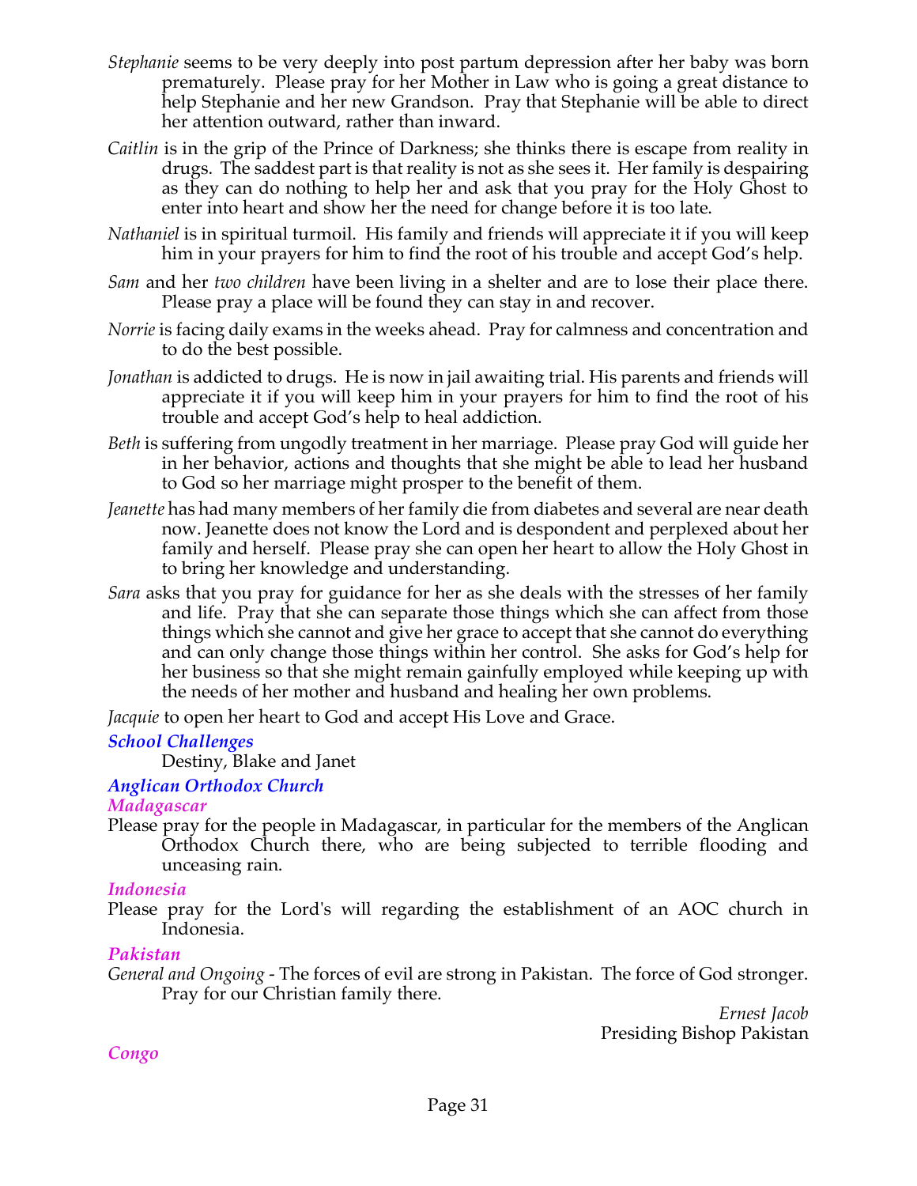*Stephanie* seems to be very deeply into post partum depression after her baby was born prematurely. Please pray for her Mother in Law who is going a great distance to help Stephanie and her new Grandson. Pray that Stephanie will be able to direct her attention outward, rather than inward.

*Caitlin* is in the grip of the Prince of Darkness; she thinks there is escape from reality in drugs. The saddest part is that reality is not as she sees it. Her family is despairing as they can do nothing to help her and ask that you pray for the Holy Ghost to enter into heart and show her the need for change before it is too late.

*Nathaniel* is in spiritual turmoil. His family and friends will appreciate it if you will keep him in your prayers for him to find the root of his trouble and accept God's help.

*Sam* and her *two children* have been living in a shelter and are to lose their place there. Please pray a place will be found they can stay in and recover.

*Norrie* is facing daily exams in the weeks ahead. Pray for calmness and concentration and to do the best possible.

*Jonathan* is addicted to drugs. He is now in jail awaiting trial. His parents and friends will appreciate it if you will keep him in your prayers for him to find the root of his trouble and accept God's help to heal addiction.

*Beth* is suffering from ungodly treatment in her marriage. Please pray God will guide her in her behavior, actions and thoughts that she might be able to lead her husband to God so her marriage might prosper to the benefit of them.

*Jeanette* has had many members of her family die from diabetes and several are near death now. Jeanette does not know the Lord and is despondent and perplexed about her family and herself. Please pray she can open her heart to allow the Holy Ghost in to bring her knowledge and understanding.

*Sara* asks that you pray for guidance for her as she deals with the stresses of her family and life. Pray that she can separate those things which she can affect from those things which she cannot and give her grace to accept that she cannot do everything and can only change those things within her control. She asks for God's help for her business so that she might remain gainfully employed while keeping up with the needs of her mother and husband and healing her own problems.

*Jacquie* to open her heart to God and accept His Love and Grace.

### *School Challenges*

Destiny, Blake and Janet

### *Anglican Orthodox Church*

#### *Madagascar*

Please pray for the people in Madagascar, in particular for the members of the Anglican Orthodox Church there, who are being subjected to terrible flooding and unceasing rain.

#### *Indonesia*

Please pray for the Lord's will regarding the establishment of an AOC church in Indonesia.

#### *Pakistan*

*General and Ongoing* - The forces of evil are strong in Pakistan. The force of God stronger. Pray for our Christian family there.

*Ernest Jacob*
Presiding Bishop Pakistan

#### *Congo*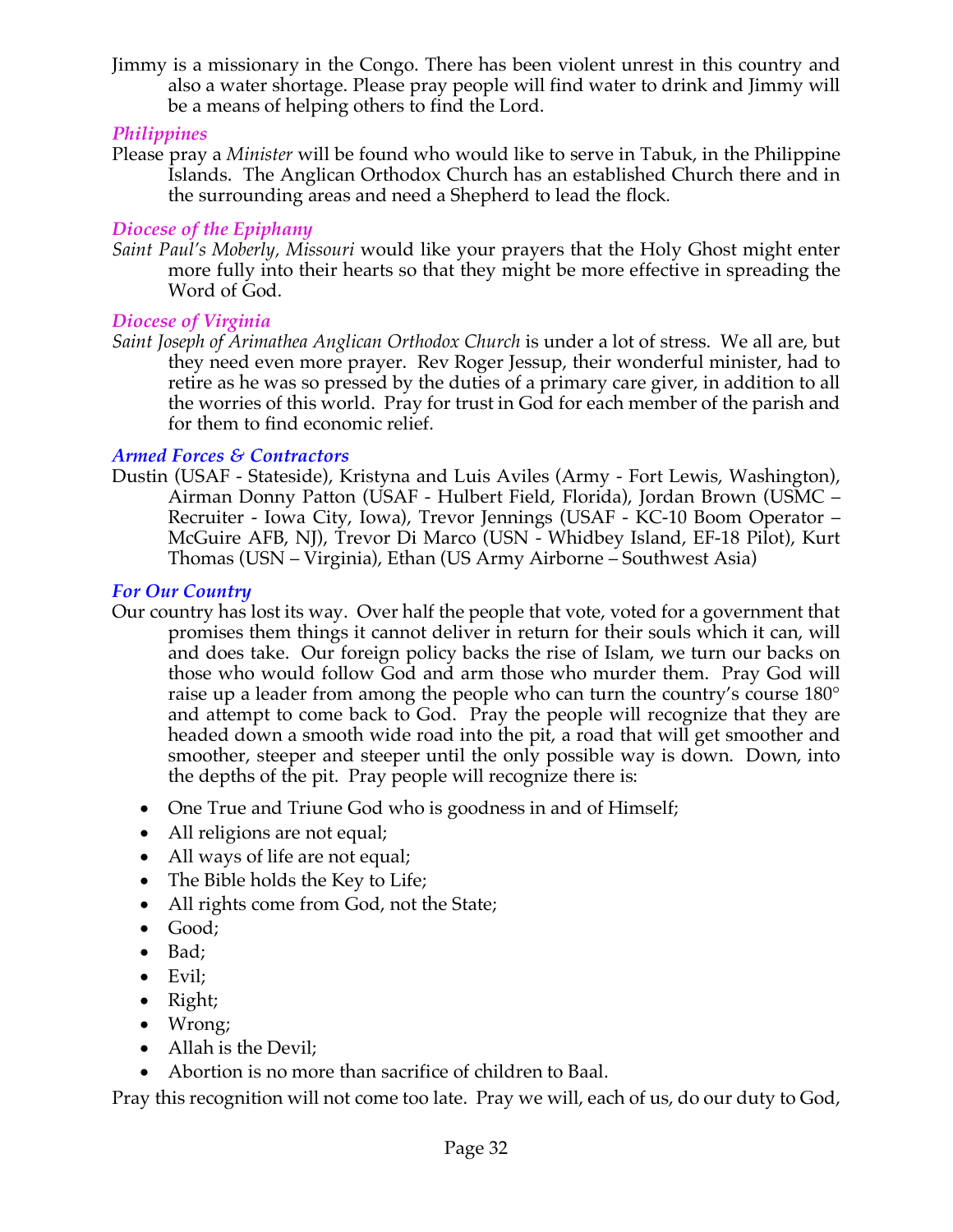Jimmy is a missionary in the Congo. There has been violent unrest in this country and also a water shortage. Please pray people will find water to drink and Jimmy will be a means of helping others to find the Lord.

### *Philippines*

Please pray a *Minister* will be found who would like to serve in Tabuk, in the Philippine Islands. The Anglican Orthodox Church has an established Church there and in the surrounding areas and need a Shepherd to lead the flock.

### *Diocese of the Epiphany*

*Saint Paul's Moberly, Missouri* would like your prayers that the Holy Ghost might enter more fully into their hearts so that they might be more effective in spreading the Word of God.

### *Diocese of Virginia*

*Saint Joseph of Arimathea Anglican Orthodox Church* is under a lot of stress. We all are, but they need even more prayer. Rev Roger Jessup, their wonderful minister, had to retire as he was so pressed by the duties of a primary care giver, in addition to all the worries of this world. Pray for trust in God for each member of the parish and for them to find economic relief.

### *Armed Forces & Contractors*

Dustin (USAF - Stateside), Kristyna and Luis Aviles (Army - Fort Lewis, Washington), Airman Donny Patton (USAF - Hulbert Field, Florida), Jordan Brown (USMC – Recruiter - Iowa City, Iowa), Trevor Jennings (USAF - KC-10 Boom Operator – McGuire AFB, NJ), Trevor Di Marco (USN - Whidbey Island, EF-18 Pilot), Kurt Thomas (USN – Virginia), Ethan (US Army Airborne – Southwest Asia)

### *For Our Country*

Our country has lost its way. Over half the people that vote, voted for a government that promises them things it cannot deliver in return for their souls which it can, will and does take. Our foreign policy backs the rise of Islam, we turn our backs on those who would follow God and arm those who murder them. Pray God will raise up a leader from among the people who can turn the country's course 180° and attempt to come back to God. Pray the people will recognize that they are headed down a smooth wide road into the pit, a road that will get smoother and smoother, steeper and steeper until the only possible way is down. Down, into the depths of the pit. Pray people will recognize there is:

- One True and Triune God who is goodness in and of Himself;
- All religions are not equal;
- All ways of life are not equal;
- The Bible holds the Key to Life;
- All rights come from God, not the State;
- Good;
- Bad;
- Evil;
- Right;
- Wrong;
- Allah is the Devil;
- Abortion is no more than sacrifice of children to Baal.

Pray this recognition will not come too late. Pray we will, each of us, do our duty to God,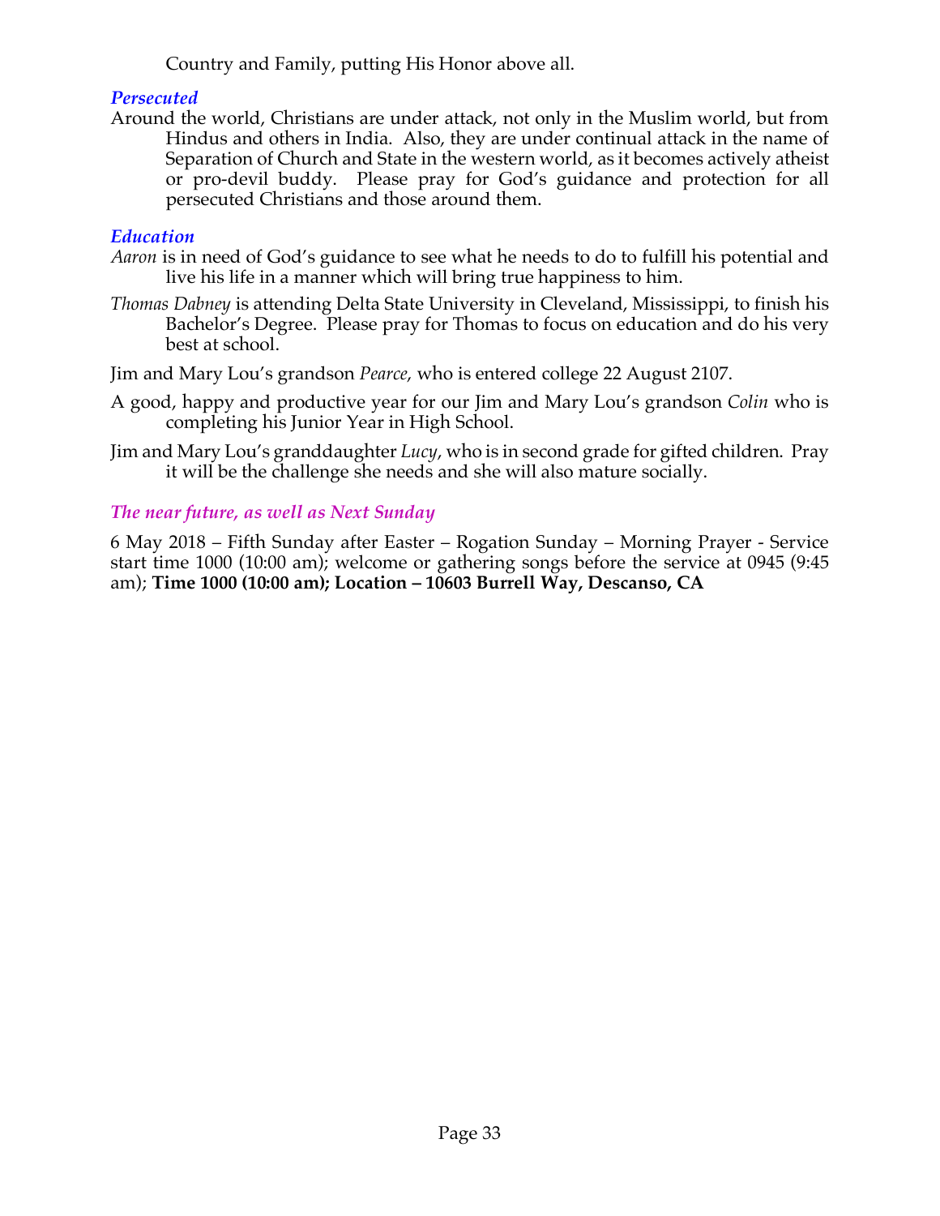Country and Family, putting His Honor above all.

### *Persecuted*

Around the world, Christians are under attack, not only in the Muslim world, but from Hindus and others in India. Also, they are under continual attack in the name of Separation of Church and State in the western world, as it becomes actively atheist or pro-devil buddy. Please pray for God's guidance and protection for all persecuted Christians and those around them.

### *Education*

*Aaron* is in need of God's guidance to see what he needs to do to fulfill his potential and live his life in a manner which will bring true happiness to him.

*Thomas Dabney* is attending Delta State University in Cleveland, Mississippi, to finish his Bachelor's Degree. Please pray for Thomas to focus on education and do his very best at school.

Jim and Mary Lou's grandson *Pearce,* who is entered college 22 August 2107.

A good, happy and productive year for our Jim and Mary Lou's grandson *Colin* who is completing his Junior Year in High School.

Jim and Mary Lou's granddaughter *Lucy*, who is in second grade for gifted children. Pray it will be the challenge she needs and she will also mature socially.

### *The near future, as well as Next Sunday*

6 May 2018 – Fifth Sunday after Easter – Rogation Sunday – Morning Prayer - Service start time 1000 (10:00 am); welcome or gathering songs before the service at 0945 (9:45 am); **Time 1000 (10:00 am); Location – 10603 Burrell Way, Descanso, CA**